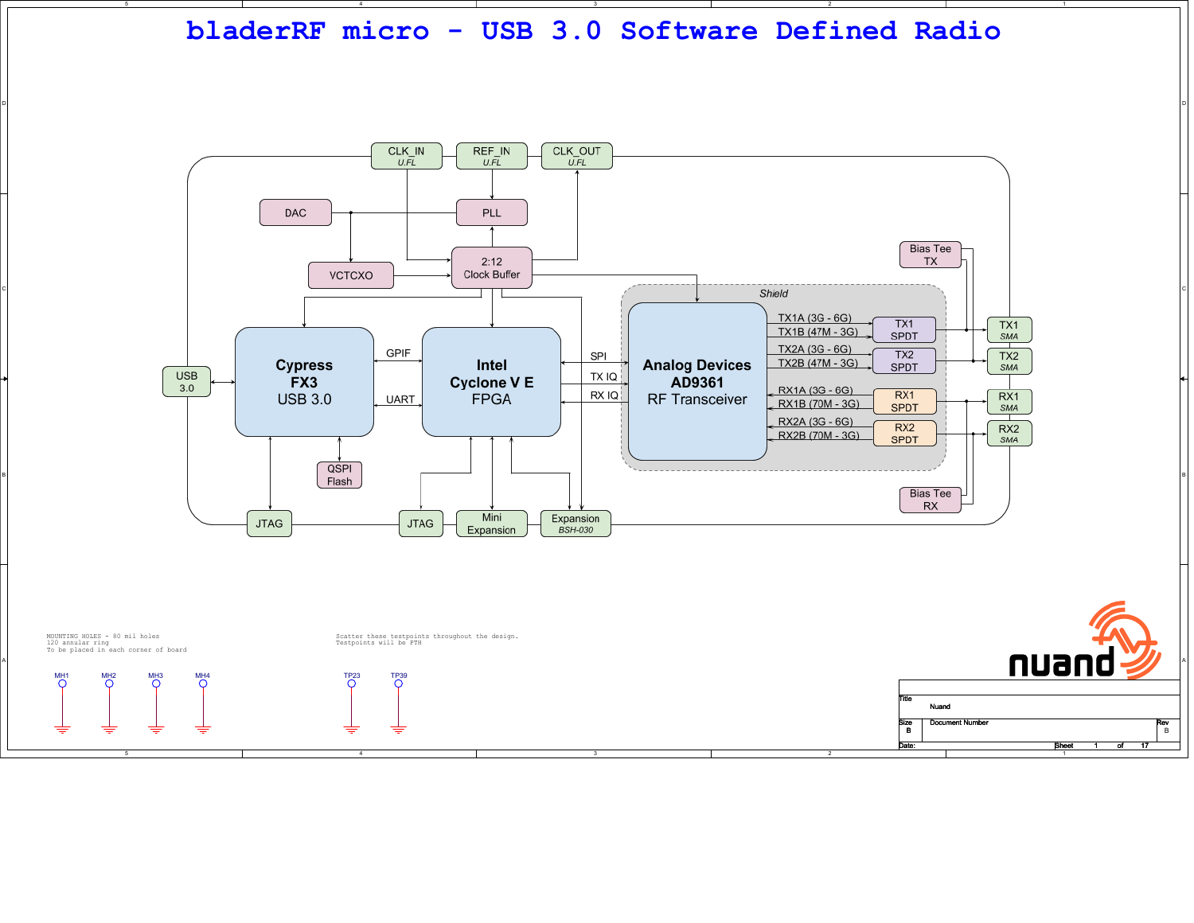# bladerRF micro - USB 3.0 Software Defined Radio

CLK_IN
*U.FL*

REF_IN
*U.FL*

CLK_OUT
*U.FL*

DAC

PLL

VCTCXO

2:12
Clock Buffer

Bias Tee
TX

*Shield*

USB
3.0

**Cypress**
**FX3**
USB 3.0

GPIF

UART

**Intel**
**Cyclone V E**
FPGA

SPI

TX IQ

RX IQ

**Analog Devices**
**AD9361**
RF Transceiver

TX1A (3G - 6G)
TX1B (47M - 3G)
TX2A (3G - 6G)
TX2B (47M - 3G)
RX1A (3G - 6G)
RX1B (70M - 3G)
RX2A (3G - 6G)
RX2B (70M - 3G)

TX1
SPDT

TX2
SPDT

RX1
SPDT

RX2
SPDT

TX1
*SMA*

TX2
*SMA*

RX1
*SMA*

RX2
*SMA*

Bias Tee
RX

QSPI
Flash

JTAG

JTAG

Mini
Expansion

Expansion
*BSH-030*

MOUNTING HOLES - 80 mil holes
120 annular ring
To be placed in each corner of board

MH1 MH2 MH3 MH4

Scatter these testpoints throughout the design.
Testpoints will be PTH

TP23 TP39

nuand

| Title | Nuand | |
|---|---|---|
| Size B | Document Number | Rev B |
| Date: | Sheet 1 of 17 | |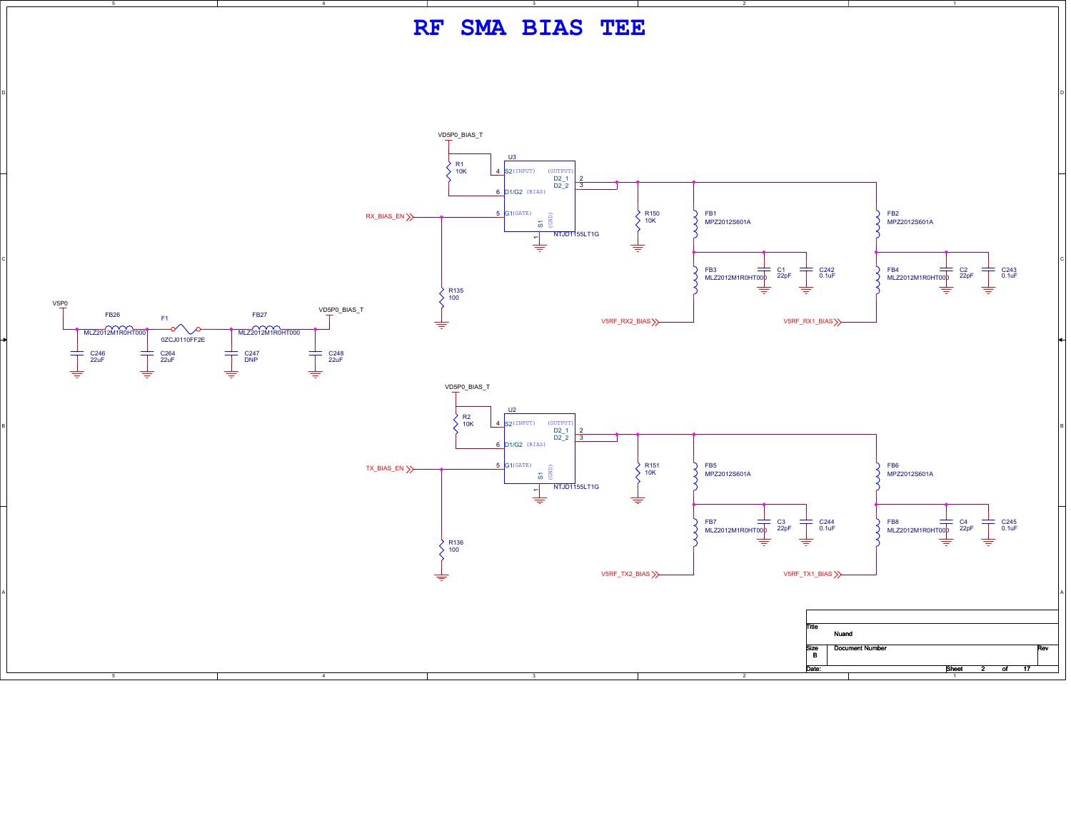# RF SMA BIAS TEE

VD5P0_BIAS_T

R1
10K

U3

4 S2 (INPUT)
6 D1/G2 (BIAS)
5 G1 (GATE)
(OUTPUT)
D2_1 2
D2_2 3
S1 (GND) 1
NTJD1155LT1G

RX_BIAS_EN

R135
100

R150
10K

FB1
MPZ2012S601A

FB3
MLZ2012M1R0HT000

C1
22pF

C242
0.1uF

V5RF_RX2_BIAS

FB2
MPZ2012S601A

FB4
MLZ2012M1R0HT000

C2
22pF

C243
0.1uF

V5RF_RX1_BIAS

V5P0

FB26
MLZ2012M1R0HT000

F1
0ZCJ0110FF2E

FB27
MLZ2012M1R0HT000

VD5P0_BIAS_T

C246
22uF

C264
22uF

C247
DNP

C248
22uF

VD5P0_BIAS_T

R2
10K

U2

4 S2 (INPUT)
6 D1/G2 (BIAS)
5 G1 (GATE)
(OUTPUT)
D2_1 2
D2_2 3
S1 (GND) 1
NTJD1155LT1G

TX_BIAS_EN

R136
100

R151
10K

FB5
MPZ2012S601A

FB7
MLZ2012M1R0HT000

C3
22pF

C244
0.1uF

V5RF_TX2_BIAS

FB6
MPZ2012S601A

FB8
MLZ2012M1R0HT000

C4
22pF

C245
0.1uF

V5RF_TX1_BIAS

| Title | Nuand | |
|---|---|---|
| Size B | Document Number | Rev |
| Date: | Sheet 2 of 17 | |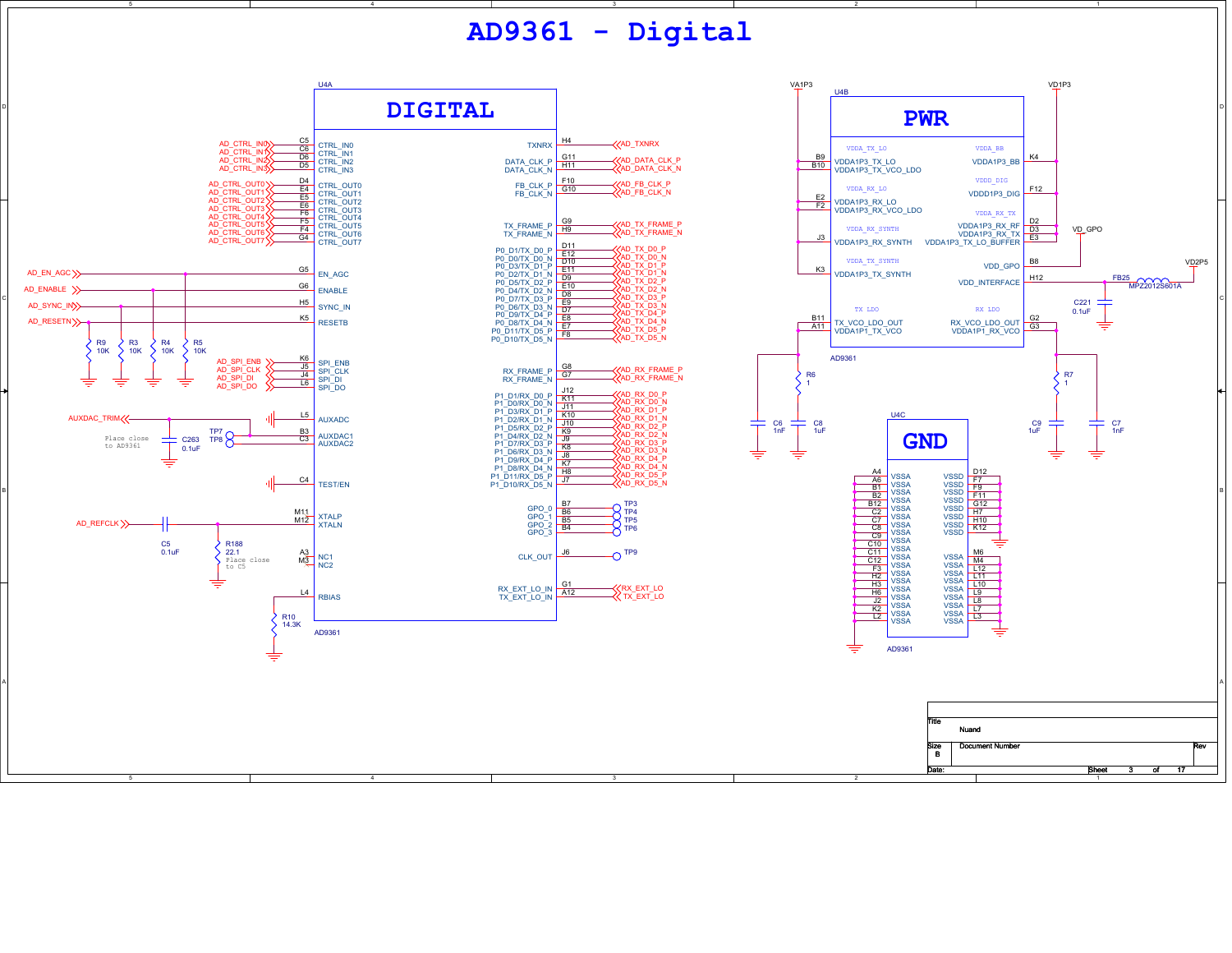# AD9361 - Digital

## U4A — DIGITAL (AD9361)

| Net | Pin | Signal |
|---|---|---|
| AD_CTRL_IN0 | C5 | CTRL_IN0 |
| AD_CTRL_IN1 | C6 | CTRL_IN1 |
| AD_CTRL_IN2 | D6 | CTRL_IN2 |
| AD_CTRL_IN3 | D5 | CTRL_IN3 |
| AD_CTRL_OUT0 | D4 | CTRL_OUT0 |
| AD_CTRL_OUT1 | E4 | CTRL_OUT1 |
| AD_CTRL_OUT2 | E5 | CTRL_OUT2 |
| AD_CTRL_OUT3 | E6 | CTRL_OUT3 |
| AD_CTRL_OUT4 | F6 | CTRL_OUT4 |
| AD_CTRL_OUT5 | F5 | CTRL_OUT5 |
| AD_CTRL_OUT6 | F4 | CTRL_OUT6 |
| AD_CTRL_OUT7 | G4 | CTRL_OUT7 |
| AD_EN_AGC | G5 | EN_AGC |
| AD_ENABLE | G6 | ENABLE |
| AD_SYNC_IN | H5 | SYNC_IN |
| AD_RESETN | K5 | RESETB |
| AD_SPI_ENB | K6 | SPI_ENB |
| AD_SPI_CLK | J5 | SPI_CLK |
| AD_SPI_DI | J4 | SPI_DI |
| AD_SPI_DO | L6 | SPI_DO |
| | L5 | AUXADC |
| AUXDAC_TRIM / TP7 | B3 | AUXDAC1 |
| TP8 | C3 | AUXDAC2 |
| | C4 | TEST/EN |
| AD_REFCLK | M11 | XTALP |
| | M12 | XTALN |
| | A3 | NC1 |
| | M3 | NC2 |
| R10 14.3K | L4 | RBIAS |

| Signal | Pin | Net |
|---|---|---|
| TXNRX | H4 | AD_TXNRX |
| DATA_CLK_P | G11 | AD_DATA_CLK_P |
| DATA_CLK_N | H11 | AD_DATA_CLK_N |
| FB_CLK_P | F10 | AD_FB_CLK_P |
| FB_CLK_N | G10 | AD_FB_CLK_N |
| TX_FRAME_P | G9 | AD_TX_FRAME_P |
| TX_FRAME_N | H9 | AD_TX_FRAME_N |
| P0_D1/TX_D0_P | D11 | AD_TX_D0_P |
| P0_D0/TX_D0_N | E12 | AD_TX_D0_N |
| P0_D3/TX_D1_P | D10 | AD_TX_D1_P |
| P0_D2/TX_D1_N | E11 | AD_TX_D1_N |
| P0_D5/TX_D2_P | D9 | AD_TX_D2_P |
| P0_D4/TX_D2_N | E10 | AD_TX_D2_N |
| P0_D7/TX_D3_P | D8 | AD_TX_D3_P |
| P0_D6/TX_D3_N | E9 | AD_TX_D3_N |
| P0_D9/TX_D4_P | D7 | AD_TX_D4_P |
| P0_D8/TX_D4_N | E8 | AD_TX_D4_N |
| P0_D11/TX_D5_P | E7 | AD_TX_D5_P |
| P0_D10/TX_D5_N | F8 | AD_TX_D5_N |
| RX_FRAME_P | G8 | AD_RX_FRAME_P |
| RX_FRAME_N | G7 | AD_RX_FRAME_N |
| P1_D1/RX_D0_P | J12 | AD_RX_D0_P |
| P1_D0/RX_D0_N | K11 | AD_RX_D0_N |
| P1_D3/RX_D1_P | J11 | AD_RX_D1_P |
| P1_D2/RX_D1_N | K10 | AD_RX_D1_N |
| P1_D5/RX_D2_P | J10 | AD_RX_D2_P |
| P1_D4/RX_D2_N | K9 | AD_RX_D2_N |
| P1_D7/RX_D3_P | J9 | AD_RX_D3_P |
| P1_D6/RX_D3_N | K8 | AD_RX_D3_N |
| P1_D9/RX_D4_P | J8 | AD_RX_D4_P |
| P1_D8/RX_D4_N | K7 | AD_RX_D4_N |
| P1_D11/RX_D5_P | H8 | AD_RX_D5_P |
| P1_D10/RX_D5_N | J7 | AD_RX_D5_N |
| GPO_0 | B7 | TP3 |
| GPO_1 | B6 | TP4 |
| GPO_2 | B5 | TP5 |
| GPO_3 | B4 | TP6 |
| CLK_OUT | J6 | TP9 |
| RX_EXT_LO_IN | G1 | RX_EXT_LO |
| TX_EXT_LO_IN | A12 | TX_EXT_LO |

Pull-down resistors: R9 10K (AD_RESETN), R3 10K (AD_SYNC_IN), R4 10K (AD_ENABLE), R5 10K (AD_EN_AGC)

C263 0.1uF — Place close to AD9361

C5 0.1uF; R188 22.1 — Place close to C5

## U4B — PWR (AD9361)

VA1P3, VD1P3, VD2P5

| Pin | Signal | | Signal | Pin |
|---|---|---|---|---|
| B9 | VDDA1P3_TX_LO (VDDA_TX_LO) | | VDDA1P3_BB (VDDA_BB) | K4 |
| B10 | VDDA1P3_TX_VCO_LDO | | VDDD1P3_DIG (VDDD_DIG) | F12 |
| E2 | VDDA1P3_RX_LO (VDDA_RX_LO) | | VDDA1P3_RX_RF (VDDA_RX_TX) | D2 |
| F2 | VDDA1P3_RX_VCO_LDO | | VDDA1P3_RX_TX | D3 |
| J3 | VDDA1P3_RX_SYNTH (VDDA_RX_SYNTH) | | VDDA1P3_TX_LO_BUFFER | E3 |
| K3 | VDDA1P3_TX_SYNTH (VDDA_TX_SYNTH) | | VDD_GPO (VD_GPO) | B8 |
| | | | VDD_INTERFACE | H12 |
| B11 | TX_VCO_LDO_OUT (TX LDO) | | RX_VCO_LDO_OUT (RX LDO) | G2 |
| A11 | VDDA1P1_TX_VCO | | VDDA1P1_RX_VCO | G3 |

FB25 MPZ2012S601A; C221 0.1uF

R6 1; C6 1nF; C8 1uF; R7 1; C9 1uF; C7 1nF

## U4C — GND (AD9361)

VSSA: A4, A6, B1, B2, B12, C2, C7, C8, C9, C10, C11, C12, F3, H2, H3, H6, J2, K2, L2

VSSD: D12, F7, F9, F11, G12, H7, H10, K12

VSSA: M6, M4, L12, L11, L10, L9, L8, L7, L3

Title: Nuand
Size: B — Document Number — Rev
Sheet 3 of 17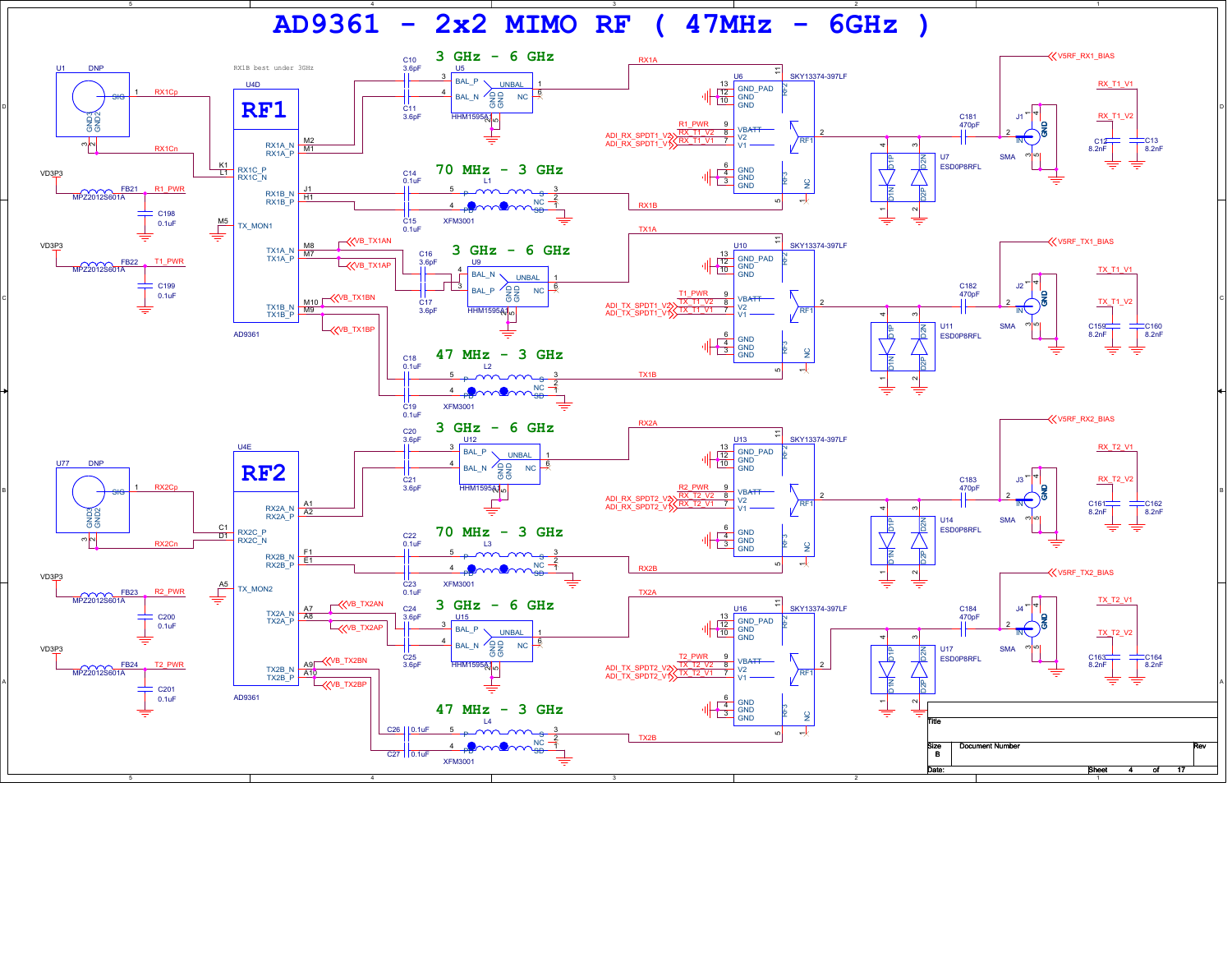# AD9361 - 2x2 MIMO RF ( 47MHz - 6GHz )

RX1B best under 3GHz

## RF1

U4D — AD9361

- RX1A_N (M2), RX1A_P (M1)
- RX1C_P (K1), RX1C_N (L1)
- RX1B_N (J1), RX1B_P (H1)
- TX_MON1 (M5)
- TX1A_N (M8), TX1A_P (M7)
- TX1B_N (M10), TX1B_P (M9)

U1 DNP — SIG, GND3, GND2 — RX1Cp, RX1Cn

VD3P3 — FB21 MPZ2012S601A — R1_PWR — C198 0.1uF

VD3P3 — FB22 MPZ2012S601A — T1_PWR — C199 0.1uF

VB_TX1AN, VB_TX1AP, VB_TX1BN, VB_TX1BP

### 3 GHz - 6 GHz

C10 3.6pF, C11 3.6pF — U5 HHM1595A1 (BAL_P, BAL_N, UNBAL, GND, NC) — RX1A

### 70 MHz - 3 GHz

C14 0.1uF, C15 0.1uF — L1 XFM3001 (P, PD, S, SD, NC) — RX1B

### 3 GHz - 6 GHz

C16 3.6pF, C17 3.6pF — U9 HHM1595A1 (BAL_N, BAL_P, UNBAL, GND, NC) — TX1A

### 47 MHz - 3 GHz

C18 0.1uF, C19 0.1uF — L2 XFM3001 — TX1B

U6 SKY13374-397LF — GND_PAD, GND, VBATT, V2, V1, RF1, RF2, RF3, NC — R1_PWR, RX_T1_V2, RX_T1_V1, ADI_RX_SPDT1_V2, ADI_RX_SPDT1_V1

C181 470pF — J1 SMA (IN, GND) — V5RF_RX1_BIAS

U7 ESD0P8RFL (D1P, D1N, D2N, D2P)

RX_T1_V1, RX_T1_V2 — C12 8.2nF, C13 8.2nF

U10 SKY13374-397LF — T1_PWR, TX_T1_V2, TX_T1_V1, ADI_TX_SPDT1_V2, ADI_TX_SPDT1_V1

C182 470pF — J2 SMA — V5RF_TX1_BIAS

U11 ESD0P8RFL

TX_T1_V1, TX_T1_V2 — C159 8.2nF, C160 8.2nF

## RF2

U4E — AD9361

- RX2A_N (A1), RX2A_P (A2)
- RX2C_P (C1), RX2C_N (D1)
- RX2B_N (F1), RX2B_P (E1)
- TX_MON2 (A5)
- TX2A_N (A7), TX2A_P (A8)
- TX2B_N (A9), TX2B_P (A10)

U77 DNP — SIG, GND3, GND2 — RX2Cp, RX2Cn

VD3P3 — FB23 MPZ2012S601A — R2_PWR — C200 0.1uF

VD3P3 — FB24 MPZ2012S601A — T2_PWR — C201 0.1uF

VB_TX2AN, VB_TX2AP, VB_TX2BN, VB_TX2BP

### 3 GHz - 6 GHz

C20 3.6pF, C21 3.6pF — U12 HHM1595A1 — RX2A

### 70 MHz - 3 GHz

C22 0.1uF, C23 0.1uF — L3 XFM3001 — RX2B

### 3 GHz - 6 GHz

C24 3.6pF, C25 3.6pF — U15 HHM1595A1 — TX2A

### 47 MHz - 3 GHz

C26 0.1uF, C27 0.1uF — L4 XFM3001 — TX2B

U13 SKY13374-397LF — R2_PWR, RX_T2_V2, RX_T2_V1, ADI_RX_SPDT2_V2, ADI_RX_SPDT2_V1

C183 470pF — J3 SMA — V5RF_RX2_BIAS

U14 ESD0P8RFL

RX_T2_V1, RX_T2_V2 — C161 8.2nF, C162 8.2nF

U16 SKY13374-397LF — T2_PWR, TX_T2_V2, TX_T2_V1, ADI_TX_SPDT2_V2, ADI_TX_SPDT2_V1

C184 470pF — J4 SMA — V5RF_TX2_BIAS

U17 ESD0P8RFL

TX_T2_V1, TX_T2_V2 — C163 8.2nF, C164 8.2nF

| Title | | |
|---|---|---|
| Size B | Document Number | Rev |
| Date: | Sheet 4 of 17 | |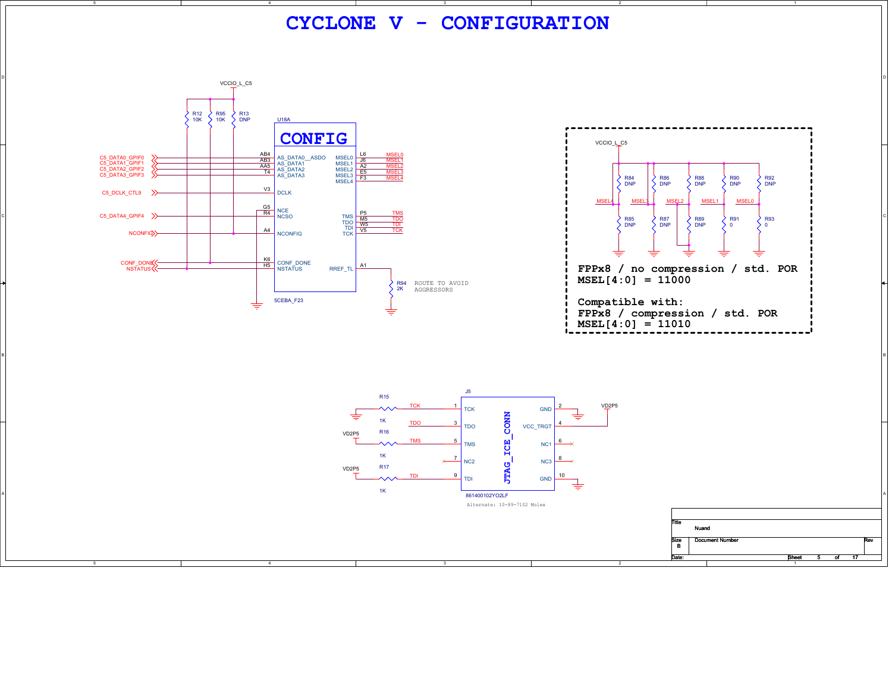# CYCLONE V - CONFIGURATION

VCCIO_L_C5

R12 10K, R95 10K, R13 DNP

U18A

## CONFIG

| Signal | Pin | Function | Function | Pin | Signal |
|---|---|---|---|---|---|
| C5_DATA0_GPIF0 | AB4 | AS_DATA0__ASDO | MSEL0 | L6 | MSEL0 |
| C5_DATA1_GPIF1 | AB3 | AS_DATA1 | MSEL1 | J6 | MSEL1 |
| C5_DATA2_GPIF2 | AA5 | AS_DATA2 | MSEL2 | A2 | MSEL2 |
| C5_DATA3_GPIF3 | T4 | AS_DATA3 | MSEL3 | E5 | MSEL3 |
| | | | MSEL4 | F3 | MSEL4 |
| C5_DCLK_CTL9 | V3 | DCLK | | | |
| | G5 | NCE | TMS | P5 | TMS |
| C5_DATA4_GPIF4 | R4 | NCSO | TDO | M5 | TDO |
| | | | TDI | W5 | TDI |
| NCONFIG | A4 | NCONFIG | TCK | V5 | TCK |
| CONF_DONE | K6 | CONF_DONE | RREF_TL | A1 | R94 2K |
| NSTATUS | H5 | NSTATUS | | | |

5CEBA_F23

ROUTE TO AVOID AGGRESSORS

VCCIO_L_C5

R84 DNP, R86 DNP, R88 DNP, R90 DNP, R92 DNP

MSEL4, MSEL3, MSEL2, MSEL1, MSEL0

R85 DNP, R87 DNP, R89 DNP, R91 0, R93 0

**FPPx8 / no compression / std. POR**
**MSEL[4:0] = 11000**

**Compatible with:**
**FPPx8 / compression / std. POR**
**MSEL[4:0] = 11010**

J5 — JTAG_ICE_CONN

| Net | Resistor | Pin | Function | Function | Pin | Net |
|---|---|---|---|---|---|---|
| TCK | R15 1K (to GND) | 1 | TCK | GND | 2 | GND |
| TDO | | 3 | TDO | VCC_TRGT | 4 | VD2P5 |
| TMS | R16 1K (to VD2P5) | 5 | TMS | NC1 | 6 | |
| | | 7 | NC2 | NC3 | 8 | |
| TDI | R17 1K (to VD2P5) | 9 | TDI | GND | 10 | GND |

861400102YO2LF

Alternate: 10-89-7102 Molex

Title: Nuand
Size: B
Document Number
Rev
Date: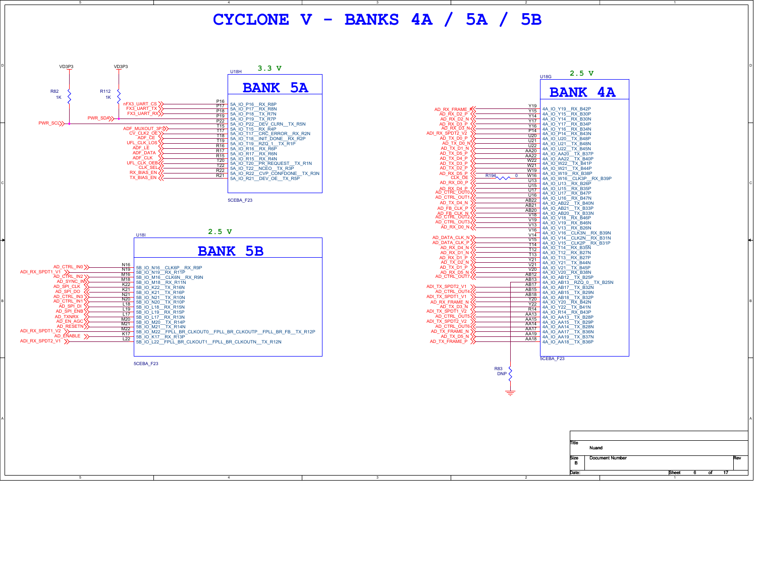# CYCLONE V - BANKS 4A / 5A / 5B

## BANK 5A (U18H) — 3.3 V

VD3P3 — R82 1K — PWR_SCL
VD3P3 — R112 1K — PWR_SDA

| Net | Pin | Pin Name |
|---|---|---|
| PWR_SCL | P16 | 5A_IO_P16__RX_R8P |
| nFX3_UART_CS | P17 | 5A_IO_P17__RX_R8N |
| FX3_UART_TX | P18 | 5A_IO_P18__TX_R7N |
| FX3_UART_RX | P19 | 5A_IO_P19__TX_R7P |
| PWR_SDA | P22 | 5A_IO_P22__DEV_CLRN__TX_R5N |
| ADF_MUXOUT_3P3 | T15 | 5A_IO_T15__RX_R4P |
| CV_CLK2_OE | T17 | 5A_IO_T17__CRC_ERROR__RX_R2N |
| ADF_CE | T18 | 5A_IO_T18__INIT_DONE__RX_R2P |
| UFL_CLK_LOS | T19 | 5A_IO_T19__RZQ_1__TX_R1P |
| ADF_LE | R16 | 5A_IO_R16__RX_R6P |
| ADF_DATA | R17 | 5A_IO_R17__RX_R6N |
| ADF_CLK | R15 | 5A_IO_R15__RX_R4N |
| UFL_CLK_OEB | T20 | 5A_IO_T20__PR_REQUEST__TX_R1N |
| CLK_SEL | T22 | 5A_IO_T22__NCEO__TX_R3P |
| RX_BIAS_EN | R22 | 5A_IO_R22__CVP_CONFDONE__TX_R3N |
| TX_BIAS_EN | R21 | 5A_IO_R21__DEV_OE__TX_R5P |

5CEBA_F23

## BANK 5B (U18I) — 2.5 V

| Net | Pin | Pin Name |
|---|---|---|
| AD_CTRL_IN0 | N16 | 5B_IO_N16__CLK6P__RX_R9P |
| ADI_RX_SPDT1_V1 | N19 | 5B_IO_N19__RX_R11P |
| AD_CTRL_IN2 | M16 | 5B_IO_M16__CLK6N__RX_R9N |
| AD_SYNC_IN | M18 | 5B_IO_M18__RX_R11N |
| AD_SPI_CLK | K22 | 5B_IO_K22__TX_R16N |
| AD_SPI_DO | K21 | 5B_IO_K21__TX_R16P |
| AD_CTRL_IN3 | N21 | 5B_IO_N21__TX_R10N |
| AD_CTRL_IN1 | N20 | 5B_IO_N20__TX_R10P |
| AD_SPI_DI | L18 | 5B_IO_L18__RX_R15N |
| AD_SPI_ENB | L19 | 5B_IO_L19__RX_R15P |
| AD_TXNRX | L17 | 5B_IO_L17__RX_R13N |
| AD_EN_AGC | M20 | 5B_IO_M20__TX_R14P |
| AD_RESETN | M21 | 5B_IO_M21__TX_R14N |
| ADI_RX_SPDT1_V2 | M22 | 5B_IO_M22__FPLL_BR_CLKOUT0__FPLL_BR_CLKOUTP__FPLL_BR_FB__TX_R12P |
| AD_ENABLE | K17 | 5B_IO_K17__RX_R13P |
| ADI_RX_SPDT2_V1 | L22 | 5B_IO_L22__FPLL_BR_CLKOUT1__FPLL_BR_CLKOUTN__TX_R12N |

5CEBA_F23

## BANK 4A (U18G) — 2.5 V

| Net | Pin | Pin Name |
|---|---|---|
| AD_RX_FRAME_P | Y19 | 4A_IO_Y19__RX_B42P |
| AD_RX_D2_P | Y15 | 4A_IO_Y15__RX_B30P |
| AD_RX_D2_N | Y14 | 4A_IO_Y14__RX_B30N |
| AD_RX_D3_P | Y17 | 4A_IO_Y17__RX_B34P |
| AD_RX_D3_N | Y16 | 4A_IO_Y16__RX_B34N |
| ADI_RX_SPDT2_V2 | P14 | 4A_IO_P14__RX_B43N |
| AD_TX_D0_P | U20 | 4A_IO_U20__TX_B48P |
| AD_TX_D0_N | U21 | 4A_IO_U21__TX_B48N |
| AD_TX_D1_N | U22 | 4A_IO_U22__TX_B45N |
| AD_TX_D5_P | AA20 | 4A_IO_AA20__TX_B37P |
| AD_TX_D4_P | AA22 | 4A_IO_AA22__TX_B40P |
| AD_TX_D3_P | W22 | 4A_IO_W22__TX_B41P |
| AD_TX_D2_P | W21 | 4A_IO_W21__TX_B44P |
| AD_RX_D5_P | W19 | 4A_IO_W19__RX_B38P |
| CLK_OE (R194 0) | W16 | 4A_IO_W16__CLK3P__RX_B39P |
| AD_RX_D0_P | U13 | 4A_IO_U13__RX_B26P |
| AD_RX_D4_P | U15 | 4A_IO_U15__RX_B35P |
| AD_CTRL_OUT0 | U17 | 4A_IO_U17__RX_B47P |
| AD_CTRL_OUT1 | U16 | 4A_IO_U16__RX_B47N |
| AD_TX_D4_N | AB22 | 4A_IO_AB22__TX_B40N |
| AD_FB_CLK_P | AB21 | 4A_IO_AB21__TX_B33P |
| AD_FB_CLK_N | AB20 | 4A_IO_AB20__TX_B33N |
| AD_CTRL_OUT2 | V18 | 4A_IO_V18__RX_B46P |
| AD_CTRL_OUT3 | V19 | 4A_IO_V19__RX_B46N |
| AD_RX_D0_N | V13 | 4A_IO_V13__RX_B26N |
| | V16 | 4A_IO_V16__CLK3N__RX_B39N |
| AD_DATA_CLK_N | V14 | 4A_IO_V14__CLK2N__RX_B31N |
| AD_DATA_CLK_P | V15 | 4A_IO_V15__CLK2P__RX_B31P |
| AD_RX_D4_N | T14 | 4A_IO_T14__RX_B35N |
| AD_RX_D1_N | T12 | 4A_IO_T12__RX_B27N |
| AD_RX_D1_P | T13 | 4A_IO_T13__RX_B27P |
| AD_TX_D2_N | Y21 | 4A_IO_Y21__TX_B44N |
| AD_TX_D1_P | V21 | 4A_IO_V21__TX_B45P |
| AD_RX_D5_N | V20 | 4A_IO_V20__RX_B38N |
| AD_CTRL_OUT7 | AB12 | 4A_IO_AB12__TX_B25P |
| (R83 DNP to GND) | AB13 | 4A_IO_AB13__RZQ_0__TX_B25N |
| ADI_TX_SPDT2_V1 | AB17 | 4A_IO_AB17__TX_B32N |
| AD_CTRL_OUT4 | AB15 | 4A_IO_AB15__TX_B29N |
| ADI_TX_SPDT1_V1 | AB18 | 4A_IO_AB18__TX_B32P |
| AD_RX_FRAME_N | Y20 | 4A_IO_Y20__RX_B42N |
| AD_TX_D3_N | Y22 | 4A_IO_Y22__TX_B41N |
| ADI_TX_SPDT1_V2 | R14 | 4A_IO_R14__RX_B43P |
| AD_CTRL_OUT5 | AA13 | 4A_IO_AA13__TX_B28P |
| ADI_TX_SPDT2_V2 | AA15 | 4A_IO_AA15__TX_B29P |
| AD_CTRL_OUT6 | AA14 | 4A_IO_AA14__TX_B28N |
| AD_TX_FRAME_N | AA17 | 4A_IO_AA17__TX_B36N |
| AD_TX_D5_N | AA19 | 4A_IO_AA19__TX_B37N |
| AD_TX_FRAME_P | AA18 | 4A_IO_AA18__TX_B36P |

5CEBA_F23

| Title | Nuand | |
|---|---|---|
| Size: B | Document Number | Rev |
| Date: | Sheet 6 of 17 | |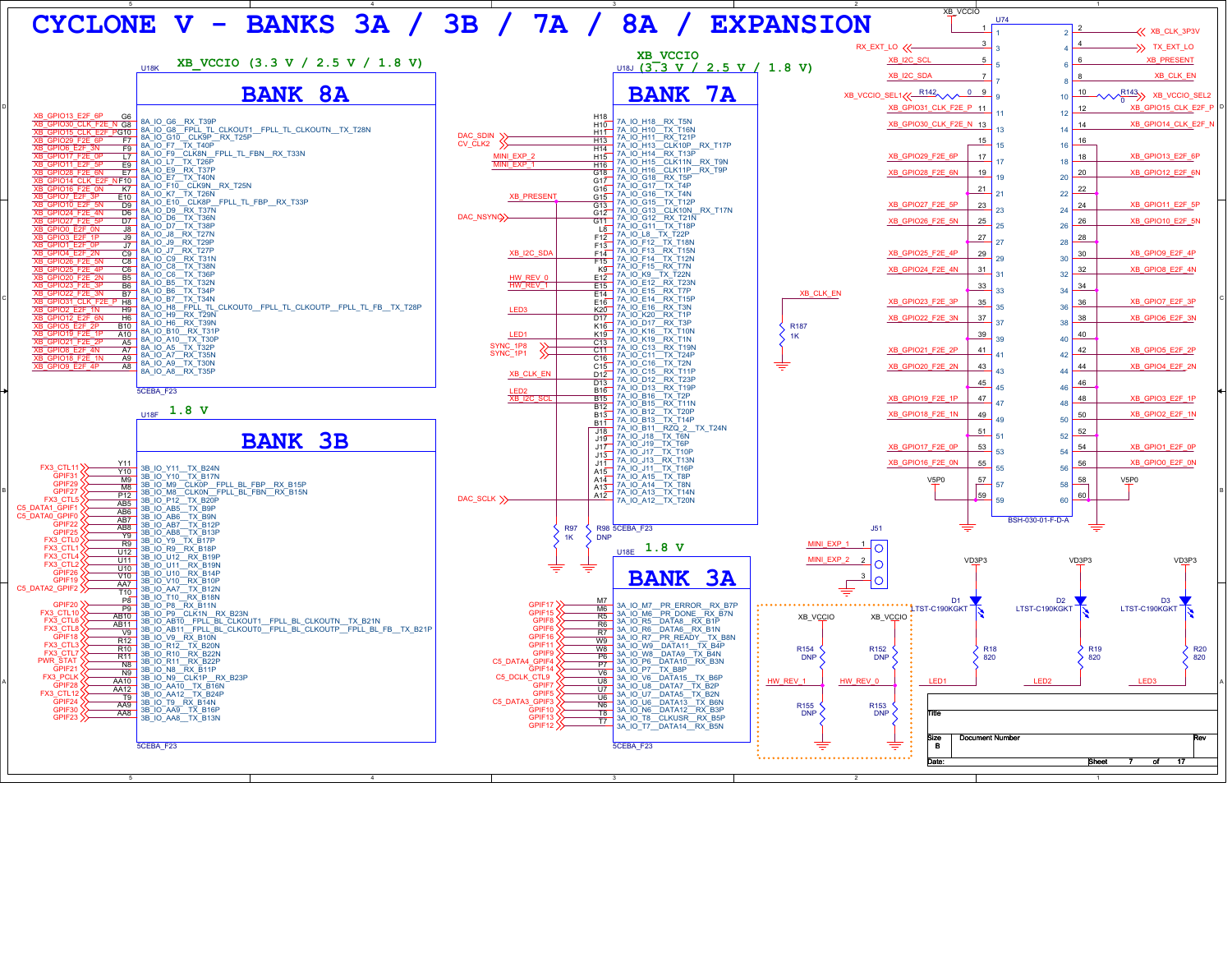# CYCLONE V - BANKS 3A / 3B / 7A / 8A / EXPANSION

## BANK 8A

U18K — XB_VCCIO (3.3 V / 2.5 V / 1.8 V) — 5CEBA_F23

| Net | Pin | Function |
|---|---|---|
| XB_GPIO13_F2E_6P | G6 | 8A_IO_G6__RX_T39P |
| XB_GPIO30_CLK_F2E_N | G8 | 8A_IO_G8__FPLL_TL_CLKOUT1__FPLL_TL_CLKOUTN__TX_T28N |
| XB_GPIO15_CLK_E2F_P | G10 | 8A_IO_G10__CLK9P__RX_T25P |
| XB_GPIO29_F2E_6P | F7 | 8A_IO_F7__TX_T40P |
| XB_GPIO6_E2F_3N | F9 | 8A_IO_F9__CLK8N__FPLL_TL_FBN__RX_T33N |
| XB_GPIO17_F2E_0P | L7 | 8A_IO_L7__TX_T26P |
| XB_GPIO11_E2F_5P | E9 | 8A_IO_E9__RX_T37P |
| XB_GPIO28_F2E_6N | E7 | 8A_IO_E7__TX_T40N |
| XB_GPIO14_CLK_E2F_N | F10 | 8A_IO_F10__CLK9N__RX_T25N |
| XB_GPIO16_F2E_0N | K7 | 8A_IO_K7__TX_T26N |
| XB_GPIO7_E2F_3P | E10 | 8A_IO_E10__CLK8P__FPLL_TL_FBP__RX_T33P |
| XB_GPIO10_E2F_5N | D9 | 8A_IO_D9__RX_T37N |
| XB_GPIO24_F2E_4N | D6 | 8A_IO_D6__TX_T36N |
| XB_GPIO27_F2E_5P | D7 | 8A_IO_D7__TX_T38P |
| XB_GPIO0_E2F_0N | J8 | 8A_IO_J8__RX_T27N |
| XB_GPIO3_E2F_1P | J9 | 8A_IO_J9__RX_T29P |
| XB_GPIO1_E2F_0P | J7 | 8A_IO_J7__RX_T27P |
| XB_GPIO4_E2F_2N | C9 | 8A_IO_C9__RX_T31N |
| XB_GPIO26_F2E_5N | C8 | 8A_IO_C8__TX_T38N |
| XB_GPIO25_F2E_4P | C6 | 8A_IO_C6__TX_T36P |
| XB_GPIO20_F2E_2N | B5 | 8A_IO_B5__TX_T32N |
| XB_GPIO23_F2E_3P | B6 | 8A_IO_B6__TX_T34P |
| XB_GPIO22_F2E_3N | B7 | 8A_IO_B7__TX_T34N |
| XB_GPIO31_CLK_F2E_P | H8 | 8A_IO_H8__FPLL_TL_CLKOUT0__FPLL_TL_CLKOUTP__FPLL_TL_FB__TX_T28P |
| XB_GPIO2_E2F_1N | H9 | 8A_IO_H9__RX_T29N |
| XB_GPIO12_E2F_6N | H6 | 8A_IO_H6__RX_T39N |
| XB_GPIO5_E2F_2P | B10 | 8A_IO_B10__RX_T31P |
| XB_GPIO19_F2E_1P | A10 | 8A_IO_A10__TX_T30P |
| XB_GPIO21_F2E_2P | A5 | 8A_IO_A5__TX_T32P |
| XB_GPIO8_E2F_4N | A7 | 8A_IO_A7__RX_T35N |
| XB_GPIO18_F2E_1N | A9 | 8A_IO_A9__TX_T30N |
| XB_GPIO9_E2F_4P | A8 | 8A_IO_A8__RX_T35P |

## BANK 3B

U18F — 1.8 V — 5CEBA_F23

| Net | Pin | Function |
|---|---|---|
| FX3_CTL11 | Y11 | 3B_IO_Y11__TX_B24N |
| GPIF31 | Y10 | 3B_IO_Y10__TX_B17N |
| GPIF29 | M9 | 3B_IO_M9__CLK0P__FPLL_BL_FBP__RX_B15P |
| GPIF27 | M8 | 3B_IO_M8__CLK0N__FPLL_BL_FBN__RX_B15N |
| FX3_CTL5 | P12 | 3B_IO_P12__TX_B20P |
| C5_DATA1_GPIF1 | AB5 | 3B_IO_AB5__TX_B9P |
| C5_DATA0_GPIF0 | AB6 | 3B_IO_AB6__TX_B9N |
| GPIF22 | AB7 | 3B_IO_AB7__TX_B12P |
| GPIF25 | AB8 | 3B_IO_AB8__TX_B13P |
| FX3_CTL0 | Y9 | 3B_IO_Y9__TX_B17P |
| FX3_CTL1 | R9 | 3B_IO_R9__RX_B18P |
| FX3_CTL4 | U12 | 3B_IO_U12__RX_B19P |
| FX3_CTL2 | U11 | 3B_IO_U11__RX_B19N |
| GPIF26 | U10 | 3B_IO_U10__RX_B14P |
| GPIF19 | V10 | 3B_IO_V10__RX_B10P |
| C5_DATA2_GPIF2 | AA7 | 3B_IO_AA7__TX_B12N |
| | T10 | 3B_IO_T10__RX_B18N |
| GPIF20 | P8 | 3B_IO_P8__RX_B11N |
| FX3_CTL10 | P9 | 3B_IO_P9__CLK1N__RX_B23N |
| FX3_CTL6 | AB10 | 3B_IO_AB10__FPLL_BL_CLKOUT1__FPLL_BL_CLKOUTN__TX_B21N |
| FX3_CTL8 | AB11 | 3B_IO_AB11__FPLL_BL_CLKOUT0__FPLL_BL_CLKOUTP__FPLL_BL_FB__TX_B21P |
| GPIF18 | V9 | 3B_IO_V9__RX_B10N |
| FX3_CTL3 | R12 | 3B_IO_R12__TX_B20N |
| FX3_CTL7 | R10 | 3B_IO_R10__RX_B22N |
| PWR_STAT | R11 | 3B_IO_R11__RX_B22P |
| GPIF21 | N8 | 3B_IO_N8__RX_B11P |
| FX3_PCLK | N9 | 3B_IO_N9__CLK1P__RX_B23P |
| GPIF28 | AA10 | 3B_IO_AA10__TX_B16N |
| FX3_CTL12 | AA12 | 3B_IO_AA12__TX_B24P |
| GPIF24 | T9 | 3B_IO_T9__RX_B14N |
| GPIF30 | AA9 | 3B_IO_AA9__TX_B16P |
| GPIF23 | AA8 | 3B_IO_AA8__TX_B13N |

## BANK 7A

U18J — XB_VCCIO (3.3 V / 2.5 V / 1.8 V) — 5CEBA_F23

| Net | Pin | Function |
|---|---|---|
| | H18 | 7A_IO_H18__RX_T5N |
| | H10 | 7A_IO_H10__TX_T16N |
| DAC_SDIN | H11 | 7A_IO_H11__RX_T21P |
| CV_CLK2 | H13 | 7A_IO_H13__CLK10P__RX_T17P |
| | H14 | 7A_IO_H14__RX_T13P |
| MINI_EXP_2 | H15 | 7A_IO_H15__CLK11N__RX_T9N |
| MINI_EXP_1 | H16 | 7A_IO_H16__CLK11P__RX_T9P |
| | G18 | 7A_IO_G18__RX_T5P |
| | G17 | 7A_IO_G17__TX_T4P |
| | G16 | 7A_IO_G16__TX_T4N |
| XB_PRESENT | G15 | 7A_IO_G15__TX_T12P |
| | G13 | 7A_IO_G13__CLK10N__RX_T17N |
| | G12 | 7A_IO_G12__RX_T21N |
| DAC_NSYNC | G11 | 7A_IO_G11__TX_T18P |
| | L8 | 7A_IO_L8__TX_T22P |
| | F12 | 7A_IO_F12__TX_T18N |
| | F13 | 7A_IO_F13__RX_T15N |
| XB_I2C_SDA | F14 | 7A_IO_F14__TX_T12N |
| | F15 | 7A_IO_F15__RX_T7N |
| | K9 | 7A_IO_K9__TX_T22N |
| HW_REV_0 | E12 | 7A_IO_E12__RX_T23N |
| HW_REV_1 | E15 | 7A_IO_E15__RX_T7P |
| | E14 | 7A_IO_E14__RX_T15P |
| | E16 | 7A_IO_E16__RX_T3N |
| LED3 | K20 | 7A_IO_K20__RX_T1P |
| | D17 | 7A_IO_D17__RX_T3P |
| | K16 | 7A_IO_K16__TX_T10N |
| LED1 | K19 | 7A_IO_K19__RX_T1N |
| SYNC_1P8 | C13 | 7A_IO_C13__RX_T19N |
| SYNC_1P1 | C11 | 7A_IO_C11__TX_T24P |
| | C16 | 7A_IO_C16__TX_T2N |
| | C15 | 7A_IO_C15__RX_T11P |
| XB_CLK_EN | D12 | 7A_IO_D12__RX_T23P |
| | D13 | 7A_IO_D13__RX_T19P |
| LED2 | B16 | 7A_IO_B16__TX_T2P |
| XB_I2C_SCL | B15 | 7A_IO_B15__RX_T11N |
| | B12 | 7A_IO_B12__TX_T20P |
| | B13 | 7A_IO_B13__TX_T14P |
| | B11 | 7A_IO_B11__RZQ_2__TX_T24N |
| | J18 | 7A_IO_J18__TX_T6N |
| | J19 | 7A_IO_J19__TX_T6P |
| | J17 | 7A_IO_J17__TX_T10P |
| | J13 | 7A_IO_J13__RX_T13N |
| | J11 | 7A_IO_J11__TX_T16P |
| | A15 | 7A_IO_A15__TX_T8P |
| | A14 | 7A_IO_A14__TX_T8N |
| | A13 | 7A_IO_A13__TX_T14N |
| DAC_SCLK | A12 | 7A_IO_A12__TX_T20N |

R97 1K, R98 DNP

## BANK 3A

U18E — 1.8 V — 5CEBA_F23

| Net | Pin | Function |
|---|---|---|
| GPIF17 | M7 | 3A_IO_M7__PR_ERROR__RX_B7P |
| GPIF15 | M6 | 3A_IO_M6__PR_DONE__RX_B7N |
| GPIF8 | R5 | 3A_IO_R5__DATA8__RX_B1P |
| GPIF6 | R6 | 3A_IO_R6__DATA6__RX_B1N |
| GPIF16 | R7 | 3A_IO_R7__PR_READY__TX_B8N |
| GPIF11 | W9 | 3A_IO_W9__DATA11__TX_B4P |
| GPIF9 | W8 | 3A_IO_W8__DATA9__TX_B4N |
| C5_DATA4_GPIF4 | P6 | 3A_IO_P6__DATA10__RX_B3N |
| GPIF14 | P7 | 3A_IO_P7__TX_B8P |
| C5_DCLK_CTL9 | V6 | 3A_IO_V6__DATA15__TX_B6P |
| GPIF7 | U8 | 3A_IO_U8__DATA7__TX_B2P |
| GPIF5 | U7 | 3A_IO_U7__DATA5__TX_B2N |
| C5_DATA3_GPIF3 | U6 | 3A_IO_U6__DATA13__TX_B6N |
| GPIF10 | N6 | 3A_IO_N6__DATA12__RX_B3P |
| GPIF13 | T8 | 3A_IO_T8__CLKUSR__RX_B5P |
| GPIF12 | T7 | 3A_IO_T7__DATA14__RX_B5N |

## EXPANSION — U74 (BSH-030-01-F-D-A)

| Net | Pin | Pin | Net |
|---|---|---|---|
| XB_VCCIO | 1 | 2 | XB_CLK_3P3V |
| RX_EXT_LO | 3 | 4 | TX_EXT_LO |
| XB_I2C_SCL | 5 | 6 | XB_PRESENT |
| XB_I2C_SDA | 7 | 8 | XB_CLK_EN |
| XB_VCCIO_SEL1 (R142 0) | 9 | 10 | XB_VCCIO_SEL2 (R143 0) |
| XB_GPIO31_CLK_F2E_P | 11 | 12 | XB_GPIO15_CLK_E2F_P |
| XB_GPIO30_CLK_F2E_N | 13 | 14 | XB_GPIO14_CLK_E2F_N |
| | 15 | 16 | |
| XB_GPIO29_F2E_6P | 17 | 18 | XB_GPIO13_E2F_6P |
| XB_GPIO28_F2E_6N | 19 | 20 | XB_GPIO12_E2F_6N |
| | 21 | 22 | |
| XB_GPIO27_F2E_5P | 23 | 24 | XB_GPIO11_E2F_5P |
| XB_GPIO26_F2E_5N | 25 | 26 | XB_GPIO10_E2F_5N |
| | 27 | 28 | |
| XB_GPIO25_F2E_4P | 29 | 30 | XB_GPIO9_E2F_4P |
| XB_GPIO24_F2E_4N | 31 | 32 | XB_GPIO8_E2F_4N |
| | 33 | 34 | |
| XB_GPIO23_F2E_3P | 35 | 36 | XB_GPIO7_E2F_3P |
| XB_GPIO22_F2E_3N | 37 | 38 | XB_GPIO6_E2F_3N |
| | 39 | 40 | |
| XB_GPIO21_F2E_2P | 41 | 42 | XB_GPIO5_E2F_2P |
| XB_GPIO20_F2E_2N | 43 | 44 | XB_GPIO4_E2F_2N |
| | 45 | 46 | |
| XB_GPIO19_F2E_1P | 47 | 48 | XB_GPIO3_E2F_1P |
| XB_GPIO18_F2E_1N | 49 | 50 | XB_GPIO2_E2F_1N |
| | 51 | 52 | |
| XB_GPIO17_F2E_0P | 53 | 54 | XB_GPIO1_E2F_0P |
| XB_GPIO16_F2E_0N | 55 | 56 | XB_GPIO0_E2F_0N |
| V5P0 | 57 | 58 | V5P0 |
| | 59 | 60 | |

XB_CLK_EN — R187 1K to ground.

## J51

| Pin | Net |
|---|---|
| 1 | MINI_EXP_1 |
| 2 | MINI_EXP_2 |
| 3 | GND |

## HW Revision

XB_VCCIO — R154 DNP — HW_REV_1 — R155 DNP — GND

XB_VCCIO — R152 DNP — HW_REV_0 — R153 DNP — GND

## LEDs

| LED | Part | Supply | Resistor | Net |
|---|---|---|---|---|
| D1 | LTST-C190KGKT | VD3P3 | R18 820 | LED1 |
| D2 | LTST-C190KGKT | VD3P3 | R19 820 | LED2 |
| D3 | LTST-C190KGKT | VD3P3 | R20 820 | LED3 |

Title:
Size: B — Document Number: — Rev:
Date: — Sheet 7 of 17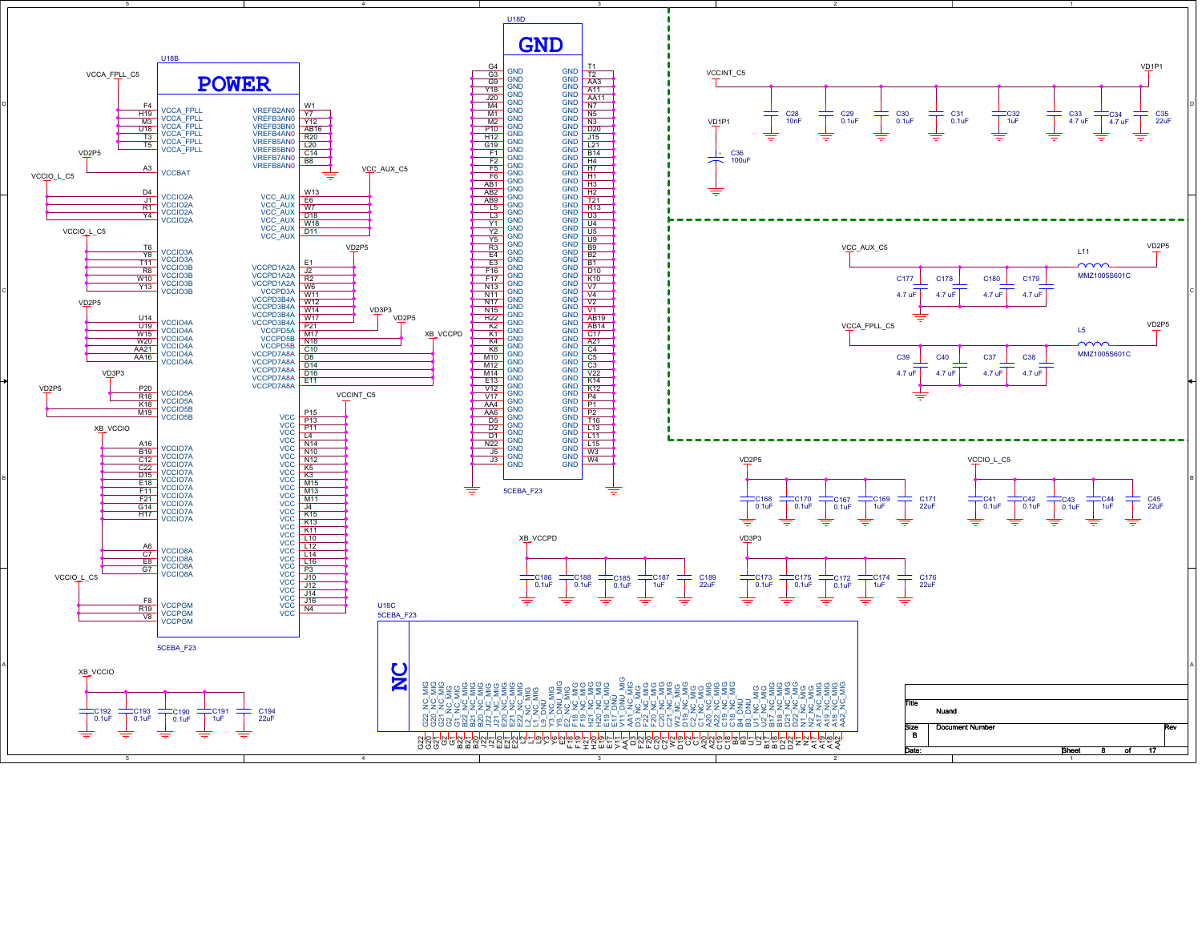# U18B — POWER (5CEBA_F23)

| Pin | Signal | Net |
|---|---|---|
| F4, H19, M3, U18, T3, T5 | VCCA_FPLL | VCCA_FPLL_C5 |
| A3 | VCCBAT | VD2P5 |
| D4, J1, R1, Y4 | VCCIO2A | VCCIO_L_C5 |
| T6, Y8 | VCCIO3A | VCCIO_L_C5 |
| T11, R8, W10, Y13 | VCCIO3B | VCCIO_L_C5 |
| U14, U19, W15, W20, AA21, AA16 | VCCIO4A | VD2P5 |
| P20, R18 | VCCIO5A | VD3P3 |
| K18, M19 | VCCIO5B | VD2P5 |
| A16, B19, C12, C22, D15, E18, F11, F21, G14, H17 | VCCIO7A | XB_VCCIO |
| A6, C7, E8, G7 | VCCIO8A | XB_VCCIO |
| F8, R19, V8 | VCCPGM | VCCIO_L_C5 |
| W1 | VREFB2AN0 | GND |
| Y7 | VREFB3AN0 | GND |
| Y12 | VREFB3BN0 | GND |
| AB16 | VREFB4AN0 | GND |
| R20 | VREFB5AN0 | GND |
| L20 | VREFB5BN0 | GND |
| C14 | VREFB7AN0 | GND |
| B8 | VREFB8AN0 | GND |
| W13, E6, W7, D18, W18, D11 | VCC_AUX | VCC_AUX_C5 |
| E1, J2, R2 | VCCPD1A2A | VD2P5 |
| W6 | VCCPD3A | VD2P5 |
| W11, W12, W14, W17 | VCCPD3B4A | VD2P5 |
| P21 | VCCPD3B4A | VD3P3 |
| M17 | VCCPD5A | VD2P5 |
| N18 | VCCPD5B | VD2P5 |
| C10, D8, D14, D16, E11 | VCCPD7A8A | XB_VCCPD |
| P15, P13, P11, L4, N14, N10, N12, K5, K3, M15, M13, M11, J4, K15, K13, K11, L10, L12, L14, L16, P3, J10, J12, J14, J16, N4 | VCC | VCCINT_C5 |

# U18D — GND (5CEBA_F23)

GND pins: G4, G3, G9, Y18, J20, M4, M1, M2, P10, H12, G19, F1, F2, F5, F6, AB1, AB2, AB9, L5, L3, Y1, Y2, Y5, R3, E4, E3, F16, F17, N13, N11, N17, N15, H22, K2, K1, K4, K8, M10, M12, M14, E13, V12, V17, AA4, AA6, D5, D2, D1, N22, J5, J3, T1, T2, AA3, A11, AA11, N7, N5, N3, D20, J15, L21, B14, H4, H7, H1, H3, H2, T21, R13, U3, U4, U5, U9, B9, B2, B1, D10, K10, V7, V4, V2, V1, AB19, AB14, C17, A21, C4, C5, C3, V22, K14, K12, P4, P1, P2, T16, L13, L11, L15, W3, W4

# U18C — NC (5CEBA_F23)

| Pin | Signal |
|---|---|
| G22 | G22_NC_MIG |
| G20 | G20_NC_MIG |
| G21 | G21_NC_MIG |
| G2 | G2_NC_MIG |
| G1 | G1_NC_MIG |
| B21 | B21_NC_MIG |
| B22 | B22_NC_MIG |
| B20 | B20_NC_MIG |
| J22 | J22_NC_MIG |
| J21 | J21_NC_MIG |
| E20 | E20_NC_MIG |
| E21 | E21_NC_MIG |
| E22 | E22_NC_MIG |
| L2 | L2_NC_MIG |
| L1 | L1_NC_MIG |
| L9 | L9_DNU |
| Y3 | Y3_NC_MIG |
| Y6 | Y6_DNU_MIG |
| E2 | E2_NC_MIG |
| F18 | F18_NC_MIG |
| F19 | F19_NC_MIG |
| H21 | H21_NC_MIG |
| H20 | H20_NC_MIG |
| E19 | E19_NC_MIG |
| E17 | E17_DNU |
| V11 | V11_DNU_MIG |
| AA1 | AA1_NC_MIG |
| D3 | D3_NC_MIG |
| F22 | F22_NC_MIG |
| F20 | F20_NC_MIG |
| C20 | C20_NC_MIG |
| C21 | C21_NC_MIG |
| W2 | W2_NC_MIG |
| D19 | D19_NC_MIG |
| C2 | C2_NC_MIG |
| C1 | C1_NC_MIG |
| A20 | A20_NC_MIG |
| A22 | A22_NC_MIG |
| C19 | C19_NC_MIG |
| C18 | C18_NC_MIG |
| B4 | B4_DNU |
| B3 | B3_DNU |
| U1 | U1_NC_MIG |
| U2 | U2_NC_MIG |
| B17 | B17_NC_MIG |
| B18 | B18_NC_MIG |
| D21 | D21_NC_MIG |
| D22 | D22_NC_MIG |
| N1 | N1_NC_MIG |
| N2 | N2_NC_MIG |
| A17 | A17_NC_MIG |
| A19 | A19_NC_MIG |
| A18 | A18_NC_MIG |
| AA2 | AA2_NC_MIG |

# Decoupling

| Net | Capacitors |
|---|---|
| VCCINT_C5 / VD1P1 | C28 10nF, C29 0.1uF, C30 0.1uF, C31 0.1uF, C32 1uF, C33 4.7 uF, C34 4.7 uF, C35 22uF |
| VD1P1 | C36 100uF |
| VCC_AUX_C5 (from VD2P5 via L11 MMZ1005S601C) | C177 4.7 uF, C178 4.7 uF, C180 4.7 uF, C179 4.7 uF |
| VCCA_FPLL_C5 (from VD2P5 via L5 MMZ1005S601C) | C39 4.7 uF, C40 4.7 uF, C37 4.7 uF, C38 4.7 uF |
| VD2P5 | C168 0.1uF, C170 0.1uF, C167 0.1uF, C169 1uF, C171 22uF |
| VCCIO_L_C5 | C41 0.1uF, C42 0.1uF, C43 0.1uF, C44 1uF, C45 22uF |
| XB_VCCPD | C186 0.1uF, C188 0.1uF, C185 0.1uF, C187 1uF, C189 22uF |
| VD3P3 | C173 0.1uF, C175 0.1uF, C172 0.1uF, C174 1uF, C176 22uF |
| XB_VCCIO | C192 0.1uF, C193 0.1uF, C190 0.1uF, C191 1uF, C194 22uF |

| Title | Nuand |
|---|---|
| Size | B |
| Document Number | |
| Rev | |
| Date: | |
| Sheet | 8 of 17 |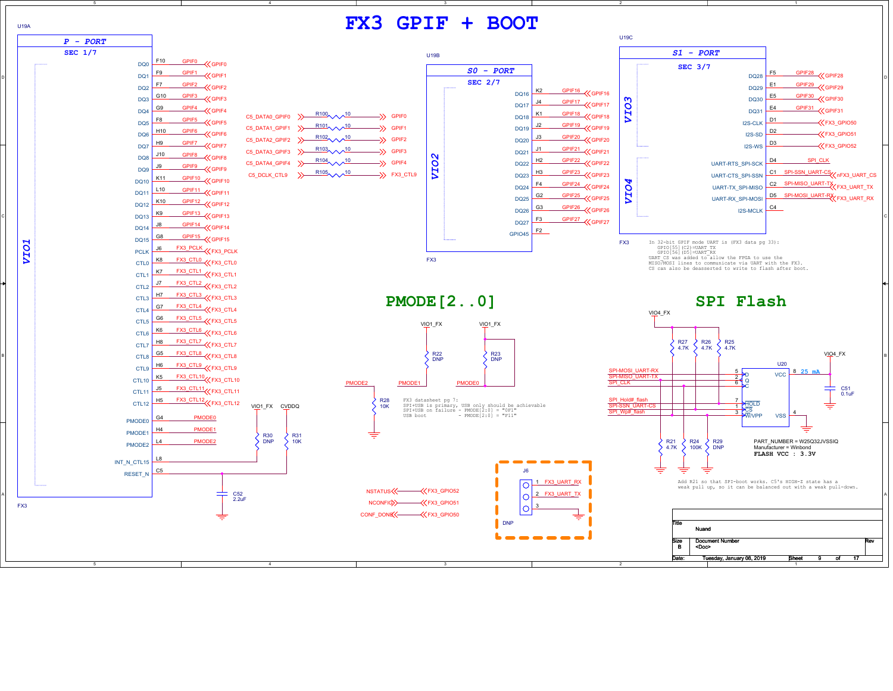# FX3 GPIF + BOOT

## U19A — P - PORT (SEC 1/7) — VIO1

| Pin Name | Ball | Net |
|---|---|---|
| DQ0 | F10 | GPIF0 |
| DQ1 | F9 | GPIF1 |
| DQ2 | F7 | GPIF2 |
| DQ3 | G10 | GPIF3 |
| DQ4 | G9 | GPIF4 |
| DQ5 | F8 | GPIF5 |
| DQ6 | H10 | GPIF6 |
| DQ7 | H9 | GPIF7 |
| DQ8 | J10 | GPIF8 |
| DQ9 | J9 | GPIF9 |
| DQ10 | K11 | GPIF10 |
| DQ11 | L10 | GPIF11 |
| DQ12 | K10 | GPIF12 |
| DQ13 | K9 | GPIF13 |
| DQ14 | J8 | GPIF14 |
| DQ15 | G8 | GPIF15 |
| PCLK | J6 | FX3_PCLK |
| CTL0 | K8 | FX3_CTL0 |
| CTL1 | K7 | FX3_CTL1 |
| CTL2 | J7 | FX3_CTL2 |
| CTL3 | H7 | FX3_CTL3 |
| CTL4 | G7 | FX3_CTL4 |
| CTL5 | G6 | FX3_CTL5 |
| CTL6 | K6 | FX3_CTL6 |
| CTL7 | H8 | FX3_CTL7 |
| CTL8 | G5 | FX3_CTL8 |
| CTL9 | H6 | FX3_CTL9 |
| CTL10 | K5 | FX3_CTL10 |
| CTL11 | J5 | FX3_CTL11 |
| CTL12 | H5 | FX3_CTL12 |
| PMODE0 | G4 | PMODE0 |
| PMODE1 | H4 | PMODE1 |
| PMODE2 | L4 | PMODE2 |
| INT_N_CTL15 | L8 | (R30 DNP to VIO1_FX) |
| RESET_N | C5 | (R31 10K to CVDDQ, C52 2.2uF to GND) |

FX3

### Series resistors

| Net | Resistor | Value | Net |
|---|---|---|---|
| C5_DATA0_GPIF0 | R100 | 10 | GPIF0 |
| C5_DATA1_GPIF1 | R101 | 10 | GPIF1 |
| C5_DATA2_GPIF2 | R102 | 10 | GPIF2 |
| C5_DATA3_GPIF3 | R103 | 10 | GPIF3 |
| C5_DATA4_GPIF4 | R104 | 10 | GPIF4 |
| C5_DCLK_CTL9 | R105 | 10 | FX3_CTL9 |

## U19B — S0 - PORT (SEC 2/7) — VIO2

| Pin Name | Ball | Net |
|---|---|---|
| DQ16 | K2 | GPIF16 |
| DQ17 | J4 | GPIF17 |
| DQ18 | K1 | GPIF18 |
| DQ19 | J2 | GPIF19 |
| DQ20 | J3 | GPIF20 |
| DQ21 | J1 | GPIF21 |
| DQ22 | H2 | GPIF22 |
| DQ23 | H3 | GPIF23 |
| DQ24 | F4 | GPIF24 |
| DQ25 | G2 | GPIF25 |
| DQ26 | G3 | GPIF26 |
| DQ27 | F3 | GPIF27 |
| GPIO45 | F2 | |

FX3

## U19C — S1 - PORT (SEC 3/7) — VIO3 / VIO4

| Pin Name | Ball | Net |
|---|---|---|
| DQ28 | F5 | GPIF28 |
| DQ29 | E1 | GPIF29 |
| DQ30 | E5 | GPIF30 |
| DQ31 | E4 | GPIF31 |
| I2S-CLK | D1 | FX3_GPIO50 |
| I2S-SD | D2 | FX3_GPIO51 |
| I2S-WS | D3 | FX3_GPIO52 |
| UART-RTS_SPI-SCK | D4 | SPI_CLK |
| UART-CTS_SPI-SSN | C1 | SPI-SSN_UART-CS / nFX3_UART_CS |
| UART-TX_SPI-MISO | C2 | SPI-MISO_UART-TX / FX3_UART_TX |
| UART-RX_SPI-MOSI | D5 | SPI-MOSI_UART-RX / FX3_UART_RX |
| I2S-MCLK | C4 | |

FX3

In 32-bit GPIF mode UART is (FX3 data pg 33):
GPIO[55] (C2)=UART_TX
GPIO[56] (D5)=UART_RX
UART_CS was added to allow the FPGA to use the MISO/MOSI lines to communicate via UART with the FX3.
CS can also be deasserted to write to flash after boot.

## PMODE[2..0]

- PMODE2 — R28 10K to GND
- PMODE1 — R22 DNP to VIO1_FX
- PMODE0 — R23 DNP to VIO1_FX

FX3 datasheet pg 7:
SPI+USB is primary, USB only should be achievable
SPI+USB on failure - PMODE[2:0] = "0F1"
USB boot - PMODE[2:0] = "F11"

- NSTATUS — FX3_GPIO52
- NCONFIG — FX3_GPIO51
- CONF_DONE — FX3_GPIO50

J6 (DNP): 1 FX3_UART_RX, 2 FX3_UART_TX, 3 GND

## SPI Flash

U20: D (5) SPI-MOSI_UART-RX; Q (2) SPI-MISO_UART-TX; C (6) SPI_CLK; HOLD (7) SPI_Hold#_flash; CS (1) SPI-SSN_UART-CS; W/VPP (3) SPI_Wp#_flash; VCC (8) VIO4_FX, 25 mA; VSS (4) GND.

Pull-ups to VIO4_FX: R27 4.7K, R26 4.7K, R25 4.7K. Pull-downs: R21 4.7K, R24 100K, R29 DNP. C51 0.1uF.

PART_NUMBER = W25Q32JVSSIQ
Manufacturer = Winbond
**FLASH VCC : 3.3V**

Add R21 so that SPI-boot works. C5's HIGH-Z state has a weak pull up, so it can be balanced out with a weak pull-down.

| Title | Nuand | |
|---|---|---|
| Size: B | Document Number: <Doc> | Rev |
| Date: Tuesday, January 08, 2019 | Sheet 9 of 17 | |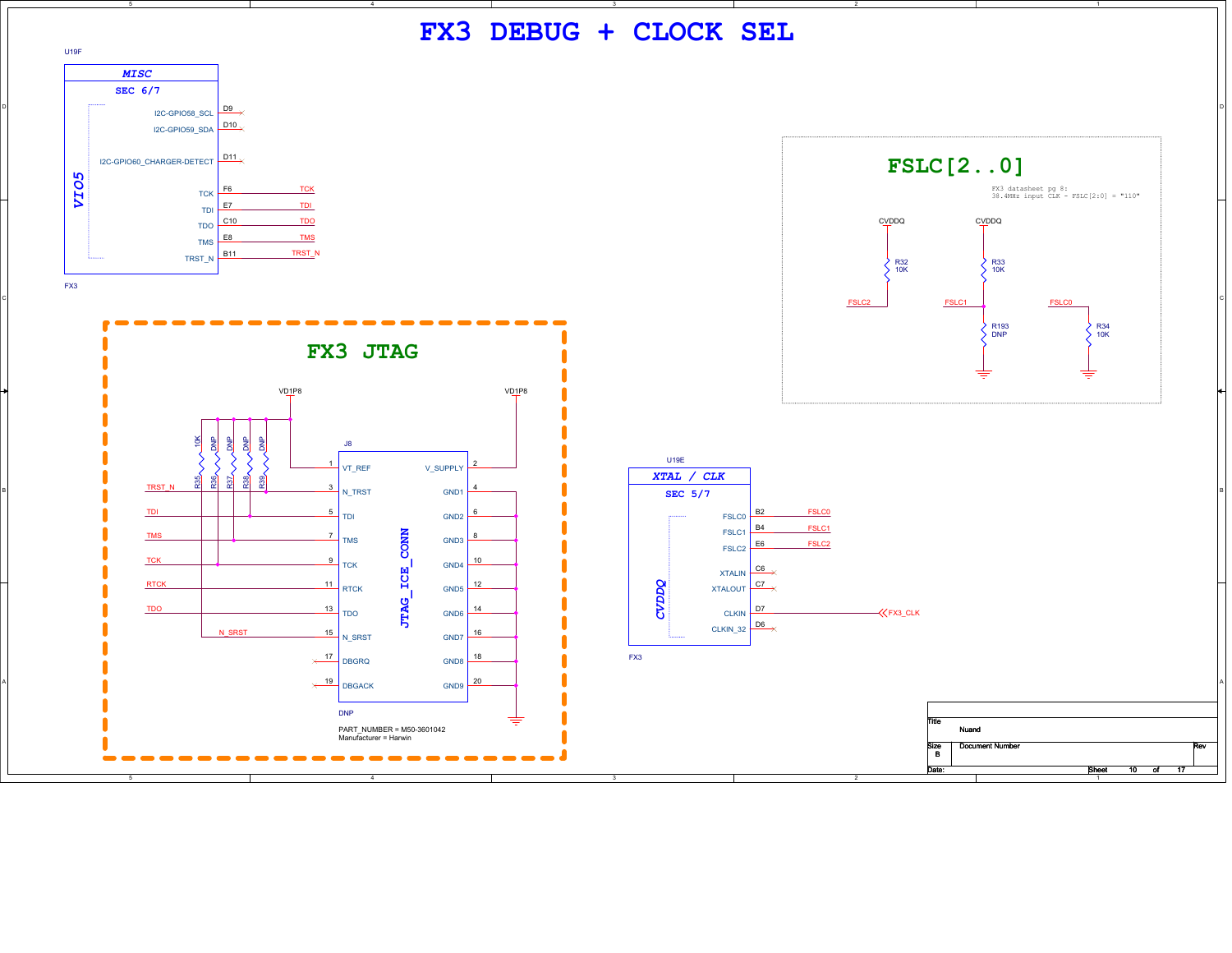# FX3 DEBUG + CLOCK SEL

U19F

**MISC**

SEC 6/7

VIO5

| Signal | Pin | Net |
| --- | --- | --- |
| I2C-GPIO58_SCL | D9 | |
| I2C-GPIO59_SDA | D10 | |
| I2C-GPIO60_CHARGER-DETECT | D11 | |
| TCK | F6 | TCK |
| TDI | E7 | TDI |
| TDO | C10 | TDO |
| TMS | E8 | TMS |
| TRST_N | B11 | TRST_N |

FX3

## FSLC[2..0]

FX3 datasheet pg 8:
38.4MHz input CLK - FSLC[2:0] = "110"

| Net | Pull-up (to CVDDQ) | Pull-down (to GND) |
| --- | --- | --- |
| FSLC2 | R32 10K | |
| FSLC1 | R33 10K | R193 DNP |
| FSLC0 | | R34 10K |

## FX3 JTAG

J8 — JTAG_ICE_CONN (DNP)

PART_NUMBER = M50-3601042
Manufacturer = Harwin

| Pin | Signal | Net | Pin | Signal | Net |
| --- | --- | --- | --- | --- | --- |
| 1 | VT_REF | VD1P8 | 2 | V_SUPPLY | VD1P8 |
| 3 | N_TRST | TRST_N | 4 | GND1 | GND |
| 5 | TDI | TDI | 6 | GND2 | GND |
| 7 | TMS | TMS | 8 | GND3 | GND |
| 9 | TCK | TCK | 10 | GND4 | GND |
| 11 | RTCK | RTCK | 12 | GND5 | GND |
| 13 | TDO | TDO | 14 | GND6 | GND |
| 15 | N_SRST | N_SRST | 16 | GND7 | GND |
| 17 | DBGRQ | | 18 | GND8 | GND |
| 19 | DBGACK | | 20 | GND9 | GND |

Resistors to VD1P8: R35 10K, R36 DNP, R37 DNP, R38 DNP, R39 DNP

U19E

**XTAL / CLK**

SEC 5/7

CVDDQ

| Signal | Pin | Net |
| --- | --- | --- |
| FSLC0 | B2 | FSLC0 |
| FSLC1 | B4 | FSLC1 |
| FSLC2 | E6 | FSLC2 |
| XTALIN | C6 | |
| XTALOUT | C7 | |
| CLKIN | D7 | FX3_CLK |
| CLKIN_32 | D6 | |

FX3

Title: Nuand
Size: B
Document Number
Rev
Date: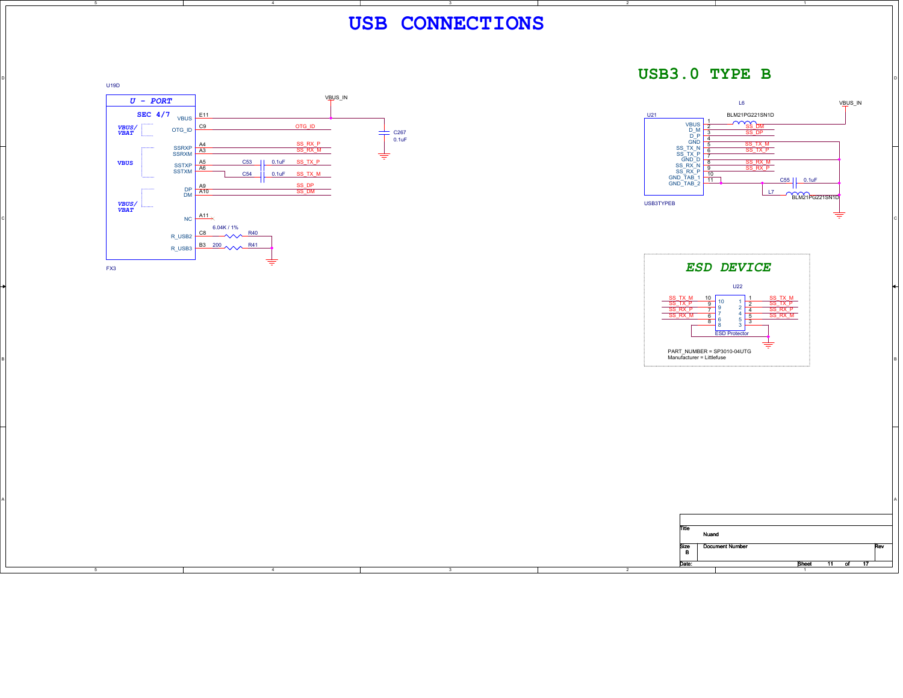# USB CONNECTIONS

U19D

**U - PORT**

**SEC 4/7**

| Pin | Signal | Net |
|---|---|---|
| E11 | VBUS | VBUS_IN |
| C9 | OTG_ID | OTG_ID |
| A4 | SSRXP | SS_RX_P |
| A3 | SSRXM | SS_RX_M |
| A5 | SSTXP | C53 0.1uF — SS_TX_P |
| A6 | SSTXM | C54 0.1uF — SS_TX_M |
| A9 | DP | SS_DP |
| A10 | DM | SS_DM |
| A11 | NC | |
| C8 | R_USB2 | 6.04K / 1% R40 |
| B3 | R_USB3 | 200 R41 |

VBUS/VBAT, VBUS, VBUS/VBAT

FX3

C267 0.1uF

## USB3.0 TYPE B

U21

| Pin | Signal | Net |
|---|---|---|
| 1 | VBUS | L6 BLM21PG221SN1D — VBUS_IN |
| 2 | D_M | SS_DM |
| 3 | D_P | SS_DP |
| 4 | GND | |
| 5 | SS_TX_N | SS_TX_M |
| 6 | SS_TX_P | SS_TX_P |
| 7 | GND_D | |
| 8 | SS_RX_N | SS_RX_M |
| 9 | SS_RX_P | SS_RX_P |
| 10 | GND_TAB_1 | |
| 11 | GND_TAB_2 | |

USB3TYPEB

C55 0.1uF

L7 BLM21PG221SN1D

## ESD DEVICE

U22

| Net | Pin | Pin | Net |
|---|---|---|---|
| SS_TX_M | 10 | 1 | SS_TX_M |
| SS_TX_P | 9 | 2 | SS_TX_P |
| SS_RX_P | 7 | 4 | SS_RX_P |
| SS_RX_M | 6 | 5 | SS_RX_M |
| | 8 | 3 | |

ESD Protector

PART_NUMBER = SP3010-04UTG
Manufacturer = Littlefuse

Title: Nuand

Size: B

Document Number

Rev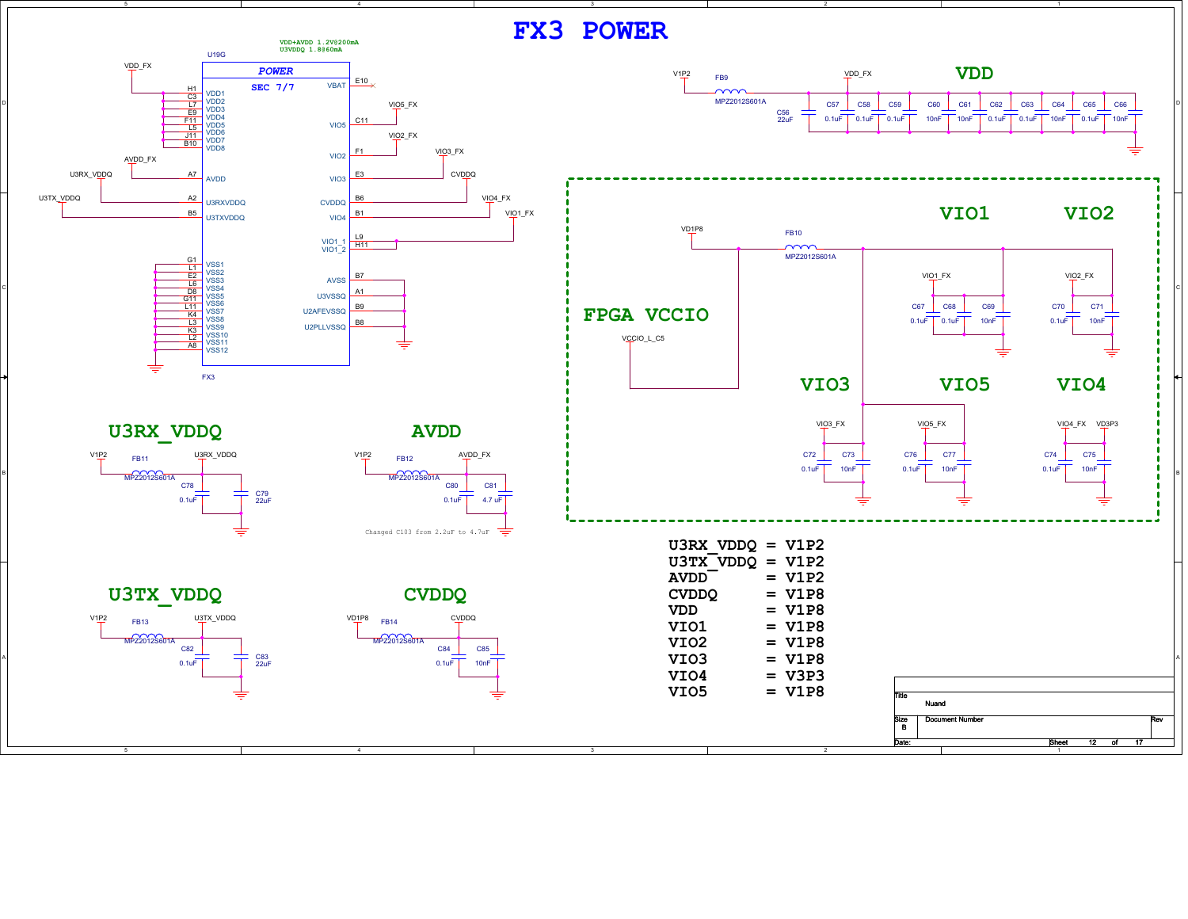# FX3 POWER

VDD+AVDD 1.2V@200mA
U3VDDQ 1.8@60mA

U19G

**POWER**

**SEC 7/7**

| Pin | Net | Signal |
|---|---|---|
| H1 | VDD_FX | VDD1 |
| C3 | VDD_FX | VDD2 |
| L7 | VDD_FX | VDD3 |
| E9 | VDD_FX | VDD4 |
| F11 | VDD_FX | VDD5 |
| L5 | VDD_FX | VDD6 |
| J11 | VDD_FX | VDD7 |
| B10 | VDD_FX | VDD8 |
| A7 | AVDD_FX | AVDD |
| A2 | U3RX_VDDQ | U3RXVDDQ |
| B5 | U3TX_VDDQ | U3TXVDDQ |
| G1 | GND | VSS1 |
| L1 | GND | VSS2 |
| E2 | GND | VSS3 |
| L6 | GND | VSS4 |
| D8 | GND | VSS5 |
| G11 | GND | VSS6 |
| L11 | GND | VSS7 |
| K4 | GND | VSS8 |
| L3 | GND | VSS9 |
| K3 | GND | VSS10 |
| L2 | GND | VSS11 |
| A8 | GND | VSS12 |
| E10 | NC | VBAT |
| C11 | VIO5_FX | VIO5 |
| F1 | VIO2_FX | VIO2 |
| E3 | VIO3_FX | VIO3 |
| B6 | CVDDQ | CVDDQ |
| B1 | VIO4_FX | VIO4 |
| L9 | VIO1_FX | VIO1_1 |
| H11 | VIO1_FX | VIO1_2 |
| B7 | GND | AVSS |
| A1 | GND | U3VSSQ |
| B9 | GND | U2AFEVSSQ |
| B8 | GND | U2PLLVSSQ |

FX3

## VDD

V1P2 — FB9 (MPZ2012S601A) — VDD_FX

C56 22uF, C57 0.1uF, C58 0.1uF, C59 0.1uF, C60 10nF, C61 10nF, C62 0.1uF, C63 0.1uF, C64 10nF, C65 0.1uF, C66 10nF

## FPGA VCCIO

VD1P8 — FB10 (MPZ2012S601A); VCCIO_L_C5

### VIO1

VIO1_FX: C67 0.1uF, C68 0.1uF, C69 10nF

### VIO2

VIO2_FX: C70 0.1uF, C71 10nF

### VIO3

VIO3_FX: C72 0.1uF, C73 10nF

### VIO5

VIO5_FX: C76 0.1uF, C77 10nF

### VIO4

VIO4_FX, VD3P3: C74 0.1uF, C75 10nF

## U3RX_VDDQ

V1P2 — FB11 (MPZ2012S601A) — U3RX_VDDQ

C78 0.1uF, C79 22uF

## AVDD

V1P2 — FB12 (MPZ2012S601A) — AVDD_FX

C80 0.1uF, C81 4.7 uF

Changed C103 from 2.2uF to 4.7uF

## U3TX_VDDQ

V1P2 — FB13 (MPZ2012S601A) — U3TX_VDDQ

C82 0.1uF, C83 22uF

## CVDDQ

VD1P8 — FB14 (MPZ2012S601A) — CVDDQ

C84 0.1uF, C85 10nF

```
U3RX_VDDQ = V1P2
U3TX_VDDQ = V1P2
AVDD      = V1P2
CVDDQ     = V1P8
VDD       = V1P8
VIO1      = V1P8
VIO2      = V1P8
VIO3      = V1P8
VIO4      = V3P3
VIO5      = V1P8
```

| Title | Nuand | |
|---|---|---|
| Size B | Document Number | Rev |
| Date: | Sheet 12 of 17 | |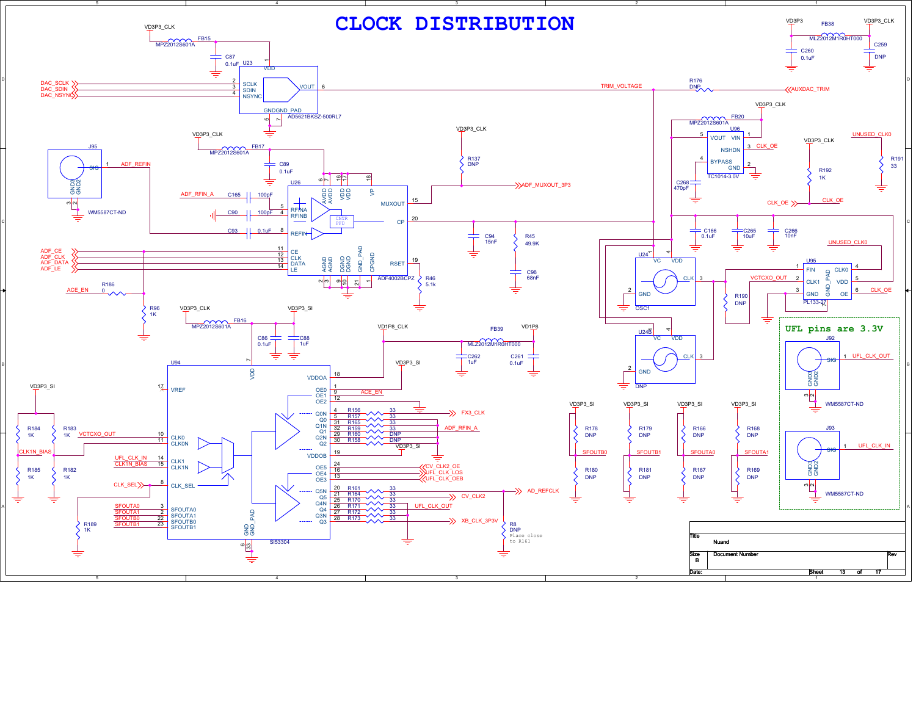# CLOCK DISTRIBUTION

**UFL pins are 3.3V**

U23 — AD5621BKSZ-500RL7: VDD (1), SCLK (2), SDIN (3), NSYNC (4), VOUT (6), GND (5), GND_PAD (7)
- DAC_SCLK, DAC_SDIN, DAC_NSYNC
- VD3P3_CLK — FB15 MPZ2012S601A — C87 0.1uF
- TRIM_VOLTAGE — R176 DNP — AUXDAC_TRIM

U26 — ADF4002BCPZ: AVDD (6, 7), VDD (16, 17), VP (18), RFINA (5), RFINB (4), REFIN (8), CE (11), CLK (12), DATA (13), LE (14), MUXOUT (15), CP (20), RSET (19), AGND (2, 3), DGND (9, 10), GND_PAD (21), CPGND (1)
- VD3P3_CLK — FB17 MPZ2012S601A — C89 0.1uF
- ADF_RFIN_A — C165 100pF; C90 100pF; C93 0.1uF
- ADF_REFIN; J95 WM5587CT-ND (SIG 1, GND1 2, GND2 3)
- ADF_CE, ADF_CLK, ADF_DATA, ADF_LE
- ACE_EN — R186 0; R96 1K
- R137 DNP (VD3P3_CLK); ADF_MUXOUT_3P3
- C94 15nF; R45 49.9K; C98 68nF; R46 5.1k

U94 — SI53304: VDD (7), VREF (17), CLK0 (10), CLK0N (11), CLK1 (14), CLK1N (15), CLK_SEL (8), SFOUTA0 (3), SFOUTA1 (2), SFOUTB0 (22), SFOUTB1 (23), VDDOA (18), OE0 (1), OE1 (9), OE2 (12), Q0N (4), Q0 (5), Q1N (31), Q1 (32), Q2N (29), Q2 (30), VDDOB (19), OE5 (24), OE4 (16), OE3 (13), Q5N (20), Q5 (21), Q4N (25), Q4 (26), Q3N (27), Q3 (28), GND (6), GND_PAD (33)
- VD3P3_CLK — FB16 MPZ2012S601A — C86 0.1uF, C88 1uF (VD3P3_SI)
- VD1P8_CLK — FB39 MLZ2012M1R0HT000 — VD1P8; C262 1uF; C261 0.1uF
- VD3P3_SI: R184 1K, R185 1K, R183 1K, R182 1K; CLK1N_BIAS; VCTCXO_OUT
- UFL_CLK_IN, CLK1N_BIAS, CLK_SEL, R189 1K
- SFOUTA0, SFOUTA1, SFOUTB0, SFOUTB1
- ACE_EN
- R156 33, R157 33 — FX3_CLK
- R165 33, R159 33 — ADF_RFIN_A
- R160 DNP, R158 DNP
- CV_CLK2_OE, UFL_CLK_LOS, UFL_CLK_OEB
- R161 33, R164 33 — CV_CLK2 — AD_REFCLK
- R170 33, R171 33 — UFL_CLK_OUT
- R172 33, R173 33 — XB_CLK_3P3V
- R8 DNP — Place close to R161

FB38 MLZ2012M1R0HT000 (VD3P3 — VD3P3_CLK); C260 0.1uF; C259 DNP

U96 — TC1014-3.0V: VOUT (5), VIN (1), NSHDN (3), BYPASS (4), GND (2)
- VD3P3_CLK — FB20 MPZ2012S601A; CLK_OE; C268 470pF
- R192 1K (VD3P3_CLK); CLK_OE
- C166 0.1uF, C265 10uF, C266 10nF
- UNUSED_CLK0 — R191 33

U24 — OSC1: VC (1), VDD (4), CLK (3), GND (2)
U24B — DNP: VC (1), VDD (4), CLK (3), GND (2)

U95 — PL133-27: FIN (1), CLK1 (2), GND (3), CLK0 (4), VDD (5), OE (6), GND_PAD
- VCTCXO_OUT; R190 DNP; UNUSED_CLK0; CLK_OE

VD3P3_SI: R178 DNP, R180 DNP — SFOUTB0; R179 DNP, R181 DNP — SFOUTB1; R166 DNP, R167 DNP — SFOUTA0; R168 DNP, R169 DNP — SFOUTA1

J92 WM5587CT-ND — UFL_CLK_OUT
J93 WM5587CT-ND — UFL_CLK_IN

| Title | Nuand | |
|---|---|---|
| Size: B | Document Number | Rev |
| Date: | Sheet 13 of 17 | |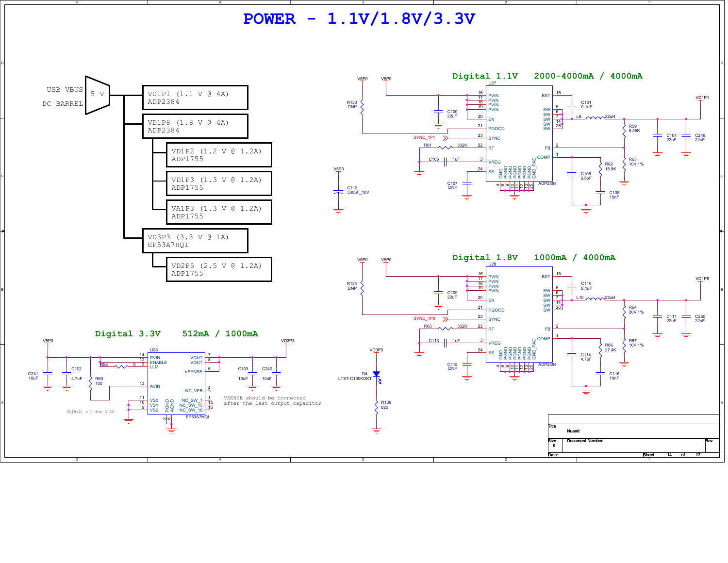# POWER - 1.1V/1.8V/3.3V

USB VBUS

DC BARREL

5 V

- VD1P1 (1.1 V @ 4A) ADP2384
- VD1P8 (1.8 V @ 4A) ADP2384
  - VD1P2 (1.2 V @ 1.2A) ADP1755
  - VD1P3 (1.3 V @ 1.2A) ADP1755
  - VA1P3 (1.3 V @ 1.2A) ADP1755
- VD3P3 (3.3 V @ 1A) EP53A7HQI
  - VD2P5 (2.5 V @ 1.2A) ADP1755

## Digital 1.1V 2000-4000mA / 4000mA

U27 ADP2384

V5P0, V5P0, R133 DNP, C100 22uF, SYNC_1P1, R61 332K, C105 1uF, C107 DNP, C112 330uF_10V

PVIN (16, 17, 18, 19), EN (20), PGOOD (21), SYNC (23), RT (22), VREG (3), SS (24), BST (15), SW (5, 6, 7, 14, 26), FB (2), COMP (1), GND (4), PGND (8, 9, 10, 11, 12, 13), GND_PAD (25)

C101 0.1uF, L9 22uH, R59 8.45K, R62 16.9K, R63 10K,1%, C106 6.8pF, C108 15nF, C104 22uF, C249 22uF, VD1P1

## Digital 1.8V 1000mA / 4000mA

U29 ADP2384

V5P0, V5P0, R134 DNP, C109 22uF, SYNC_1P8, R65 332K, C113 1uF, C115 DNP

C110 0.1uF, L10 22uH, R64 20K,1%, R66 27.4K, R67 10K,1%, C114 4.7pF, C116 10nF, C111 22uF, C250 22uF, VD1P8

VD3P3, D4 LTST-C190KGKT, R138 820

## Digital 3.3V 512mA / 1000mA

U28 EP53A7HQI

V5P0, C241 10uF, C102 4.7uF, R58 0, R60 100, VD3P3, C103 10uF, C240 10uF

PVIN (14), ENABLE (12), LLM (3), AVIN (13), VS0 (11), VS1 (10), VS2 (9), PGND (2), AGND (6), VOUT (7, 8), VSENSE (5), NC_VFB (4), NC_SW_1 (1), NC_SW_15 (15), NC_SW_16 (16)

VS[0:2] = 0 for 3.3V

VSENSE should be connected after the last output capacitor

| Title | Nuand | |
|---|---|---|
| Size B | Document Number | Rev |
| Date: | Sheet 14 of 17 | |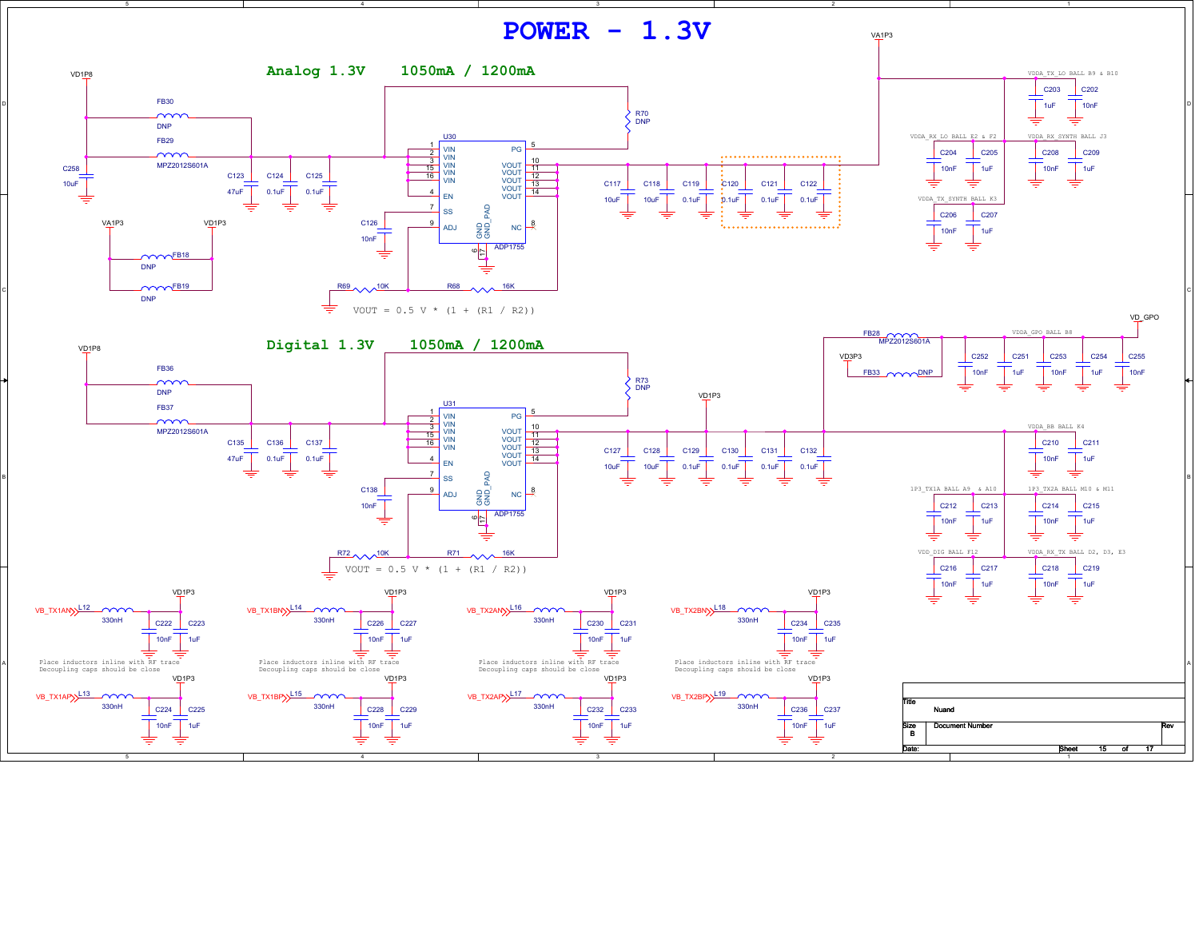# POWER - 1.3V

## Analog 1.3V    1050mA / 1200mA

VD1P8

FB30 DNP

FB29 MPZ2012S601A

C258 10uF

C123 47uF, C124 0.1uF, C125 0.1uF

R70 DNP

U30 ADP1755

1 VIN, 2 VIN, 3 VIN, 15 VIN, 16 VIN, 4 EN, 7 SS, 9 ADJ, 5 PG, 10 VOUT, 11 VOUT, 12 VOUT, 13 VOUT, 14 VOUT, 8 NC, 6 GND, 17 GND_PAD

C126 10nF

C117 10uF, C118 10uF, C119 0.1uF, C120 0.1uF, C121 0.1uF, C122 0.1uF

VA1P3, VD1P3

FB18 DNP, FB19 DNP

R69 10K, R68 16K

VOUT = 0.5 V * (1 + (R1 / R2))

VA1P3

VDDA_TX_LO BALL B9 & B10: C203 1uF, C202 10nF

VDDA_RX_LO BALL E2 & F2: C204 10nF, C205 1uF

VDDA_RX_SYNTH BALL J3: C208 10nF, C209 1uF

VDDA_TX_SYNTH BALL K3: C206 10nF, C207 1uF

## Digital 1.3V    1050mA / 1200mA

VD1P8

FB36 DNP

FB37 MPZ2012S601A

C135 47uF, C136 0.1uF, C137 0.1uF

R73 DNP

U31 ADP1755

1 VIN, 2 VIN, 3 VIN, 15 VIN, 16 VIN, 4 EN, 7 SS, 9 ADJ, 5 PG, 10 VOUT, 11 VOUT, 12 VOUT, 13 VOUT, 14 VOUT, 8 NC, 6 GND, 17 GND_PAD

C138 10nF

VD1P3

C127 10uF, C128 10uF, C129 0.1uF, C130 0.1uF, C131 0.1uF, C132 0.1uF

R72 10K, R71 16K

VOUT = 0.5 V * (1 + (R1 / R2))

VD_GPO

FB28 MPZ2012S601A

VD3P3

FB33 DNP

VDDA_GPO BALL B8: C252 10nF, C251 1uF, C253 10nF, C254 1uF, C255 10nF

VDDA_BB BALL K4: C210 10nF, C211 1uF

1P3_TX1A BALL A9 & A10: C212 10nF, C213 1uF

1P3_TX2A BALL M10 & M11: C214 10nF, C215 1uF

VDD_DIG BALL F12: C216 10nF, C217 1uF

VDDA_RX_TX BALL D2, D3, E3: C218 10nF, C219 1uF

VB_TX1AN, L12 330nH, VD1P3, C222 10nF, C223 1uF

VB_TX1AP, L13 330nH, VD1P3, C224 10nF, C225 1uF

VB_TX1BN, L14 330nH, VD1P3, C226 10nF, C227 1uF

VB_TX1BP, L15 330nH, VD1P3, C228 10nF, C229 1uF

VB_TX2AN, L16 330nH, VD1P3, C230 10nF, C231 1uF

VB_TX2AP, L17 330nH, VD1P3, C232 10nF, C233 1uF

VB_TX2BN, L18 330nH, VD1P3, C234 10nF, C235 1uF

VB_TX2BP, L19 330nH, VD1P3, C236 10nF, C237 1uF

Place inductors inline with RF trace
Decoupling caps should be close

| Title | Nuand | |
|---|---|---|
| Size B | Document Number | Rev |
| Date: | Sheet 15 of 17 | |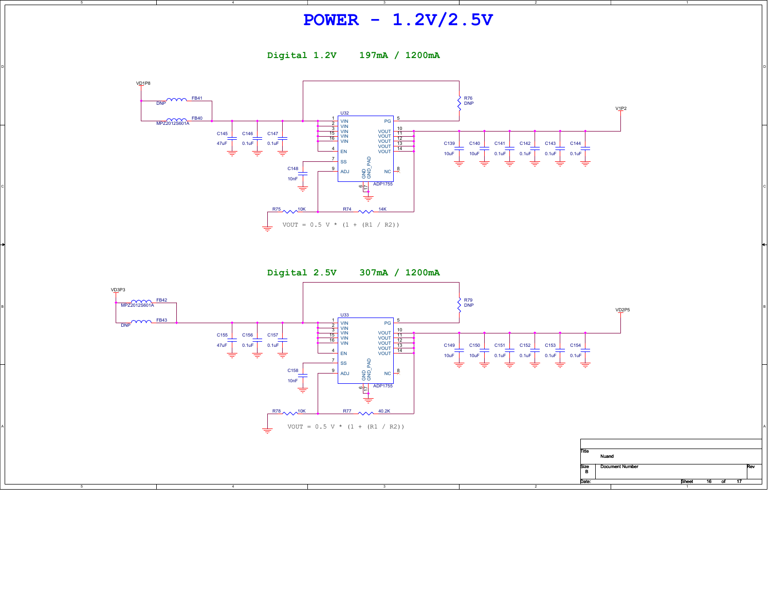# POWER - 1.2V/2.5V

## Digital 1.2V 197mA / 1200mA

VD1P8

FB41 DNP

FB40 MPZ2012S601A

C145 47uF

C146 0.1uF

C147 0.1uF

U32 ADP1755

| Pin | Name |
|---|---|
| 1 | VIN |
| 2 | VIN |
| 3 | VIN |
| 15 | VIN |
| 16 | VIN |
| 4 | EN |
| 7 | SS |
| 9 | ADJ |
| 5 | PG |
| 10 | VOUT |
| 11 | VOUT |
| 12 | VOUT |
| 13 | VOUT |
| 14 | VOUT |
| 8 | NC |
| 6 | GND |
| 17 | GND_PAD |

C148 10nF

R76 DNP

V1P2

C139 10uF

C140 10uF

C141 0.1uF

C142 0.1uF

C143 0.1uF

C144 0.1uF

R75 10K

R74 14K

VOUT = 0.5 V * (1 + (R1 / R2))

## Digital 2.5V 307mA / 1200mA

VD3P3

FB42 MPZ2012S601A

FB43 DNP

C155 47uF

C156 0.1uF

C157 0.1uF

U33 ADP1755

| Pin | Name |
|---|---|
| 1 | VIN |
| 2 | VIN |
| 3 | VIN |
| 15 | VIN |
| 16 | VIN |
| 4 | EN |
| 7 | SS |
| 9 | ADJ |
| 5 | PG |
| 10 | VOUT |
| 11 | VOUT |
| 12 | VOUT |
| 13 | VOUT |
| 14 | VOUT |
| 8 | NC |
| 6 | GND |
| 17 | GND_PAD |

C158 10nF

R79 DNP

VD2P5

C149 10uF

C150 10uF

C151 0.1uF

C152 0.1uF

C153 0.1uF

C154 0.1uF

R78 10K

R77 40.2K

VOUT = 0.5 V * (1 + (R1 / R2))

| Title | Nuand | |
|---|---|---|
| Size B | Document Number | Rev |
| Date: | Sheet 16 of 17 | |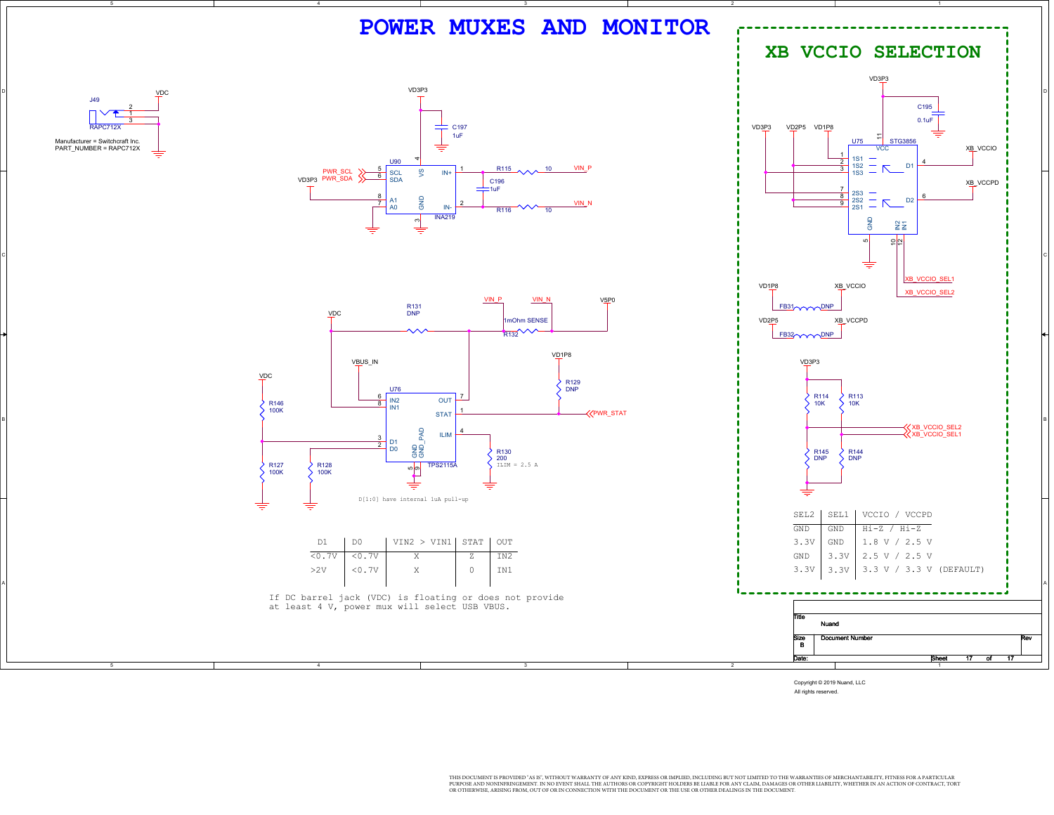# POWER MUXES AND MONITOR

J49
RAPC712X
VDC

Manufacturer = Switchcraft Inc.
PART_NUMBER = RAPC712X

VD3P3
C197
1uF

U90
INA219
PWR_SCL SCL
PWR_SDA SDA
VD3P3
A1
A0
VS
GND
IN+
IN-
C196
1uF
R115 10 VIN_P
R116 10 VIN_N

VDC
R131
DNP
VIN_P VIN_N
1mOhm SENSE
R132
V5P0

VBUS_IN
VD1P8
R129
DNP

U76
TPS2115A
IN2
IN1
OUT
STAT
ILIM
D1
D0
GND
GND_PAD
PWR_STAT

VDC
R146
100K
R127
100K
R128
100K
R130
200
ILIM = 2.5 A

D[1:0] have internal 1uA pull-up

| D1 | D0 | VIN2 > VIN1 | STAT | OUT |
|---|---|---|---|---|
| <0.7V | <0.7V | X | Z | IN2 |
| >2V | <0.7V | X | 0 | IN1 |

If DC barrel jack (VDC) is floating or does not provide at least 4 V, power mux will select USB VBUS.

## XB VCCIO SELECTION

VD3P3
C195
0.1uF

VD3P3 VD2P5 VD1P8
U75
STG3856
VCC
1S1
1S2
1S3
2S3
2S2
2S1
D1
D2
GND
IN2
IN1
XB_VCCIO
XB_VCCPD
XB_VCCIO_SEL1
XB_VCCIO_SEL2

VD1P8 FB31 DNP XB_VCCIO
VD2P5 FB32 DNP XB_VCCPD

VD3P3
R114
10K
R113
10K
R145
DNP
R144
DNP
XB_VCCIO_SEL2
XB_VCCIO_SEL1

| SEL2 | SEL1 | VCCIO / VCCPD |
|---|---|---|
| GND | GND | Hi-Z / Hi-Z |
| 3.3V | GND | 1.8 V / 2.5 V |
| GND | 3.3V | 2.5 V / 2.5 V |
| 3.3V | 3.3V | 3.3 V / 3.3 V (DEFAULT) |

Title: Nuand
Size: B
Document Number
Rev
Date:
Sheet 17 of 17

Copyright © 2019 Nuand, LLC
All rights reserved.

THIS DOCUMENT IS PROVIDED "AS IS", WITHOUT WARRANTY OF ANY KIND, EXPRESS OR IMPLIED, INCLUDING BUT NOT LIMITED TO THE WARRANTIES OF MERCHANTABILITY, FITNESS FOR A PARTICULAR PURPOSE AND NONINFRINGEMENT. IN NO EVENT SHALL THE AUTHORS OR COPYRIGHT HOLDERS BE LIABLE FOR ANY CLAIM, DAMAGES OR OTHER LIABILITY, WHETHER IN AN ACTION OF CONTRACT, TORT OR OTHERWISE, ARISING FROM, OUT OF OR IN CONNECTION WITH THE DOCUMENT OR THE USE OR OTHER DEALINGS IN THE DOCUMENT.